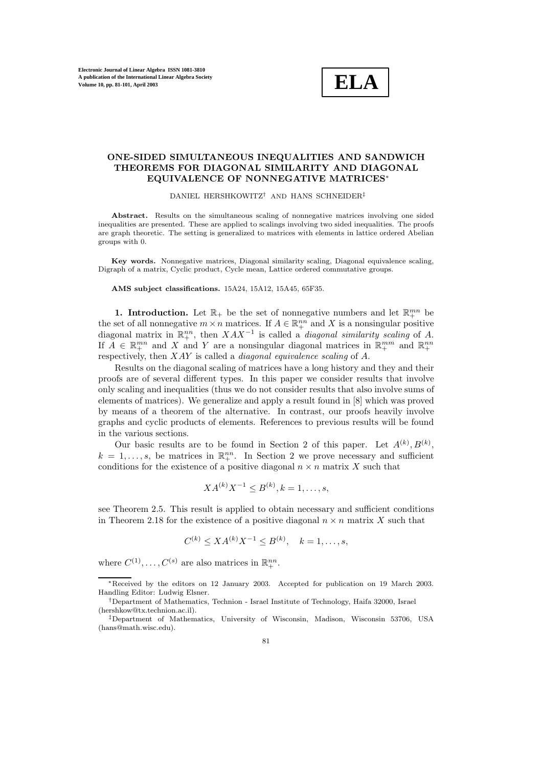# ONE-SIDED SIMULTANEOUS INEQUALITIES AND SANDWICH THEOREMS FOR DIAGONAL SIMILARITY AND DIAGONAL EQUIVALENCE OF NONNEGATIVE MATRICES*

DANIEL HERSHKOWITZ† AND HANS SCHNEIDER‡

**Abstract.** Results on the simultaneous scaling of nonnegative matrices involving one sided inequalities are presented. These are applied to scalings involving two sided inequalities. The proofs are graph theoretic. The setting is generalized to matrices with elements in lattice ordered Abelian groups with 0.

**Key words.** Nonnegative matrices, Diagonal similarity scaling, Diagonal equivalence scaling, Digraph of a matrix, Cyclic product, Cycle mean, Lattice ordered commutative groups.

**AMS subject classifications.** 15A24, 15A12, 15A45, 65F35.

**1. Introduction.** Let $\mathbb{R}_+$ be the set of nonnegative numbers and let $\mathbb{R}_+^{mn}$ be the set of all nonnegative $m \times n$ matrices. If $A \in \mathbb{R}_+^{nn}$ and $X$ is a nonsingular positive diagonal matrix in $\mathbb{R}_+^{nn}$, then $XAX^{-1}$ is called a *diagonal similarity scaling* of $A$. If $A \in \mathbb{R}_+^{mn}$ and $X$ and $Y$ are a nonsingular diagonal matrices in $\mathbb{R}_+^{mm}$ and $\mathbb{R}_+^{nn}$ respectively, then $XAY$ is called a *diagonal equivalence scaling* of $A$.

Results on the diagonal scaling of matrices have a long history and they and their proofs are of several different types. In this paper we consider results that involve only scaling and inequalities (thus we do not consider results that also involve sums of elements of matrices). We generalize and apply a result found in [8] which was proved by means of a theorem of the alternative. In contrast, our proofs heavily involve graphs and cyclic products of elements. References to previous results will be found in the various sections.

Our basic results are to be found in Section 2 of this paper. Let $A^{(k)}, B^{(k)}$, $k = 1, \ldots, s$, be matrices in $\mathbb{R}_+^{nn}$. In Section 2 we prove necessary and sufficient conditions for the existence of a positive diagonal $n \times n$ matrix $X$ such that

$$XA^{(k)}X^{-1} \leq B^{(k)}, k = 1, \ldots, s,$$

see Theorem 2.5. This result is applied to obtain necessary and sufficient conditions in Theorem 2.18 for the existence of a positive diagonal $n \times n$ matrix $X$ such that

$$C^{(k)} \leq XA^{(k)}X^{-1} \leq B^{(k)}, \quad k = 1, \ldots, s,$$

where $C^{(1)}, \ldots, C^{(s)}$ are also matrices in $\mathbb{R}_+^{nn}$.

---

*Received by the editors on 12 January 2003. Accepted for publication on 19 March 2003. Handling Editor: Ludwig Elsner.

†Department of Mathematics, Technion - Israel Institute of Technology, Haifa 32000, Israel (hershkow@tx.technion.ac.il).

‡Department of Mathematics, University of Wisconsin, Madison, Wisconsin 53706, USA (hans@math.wisc.edu).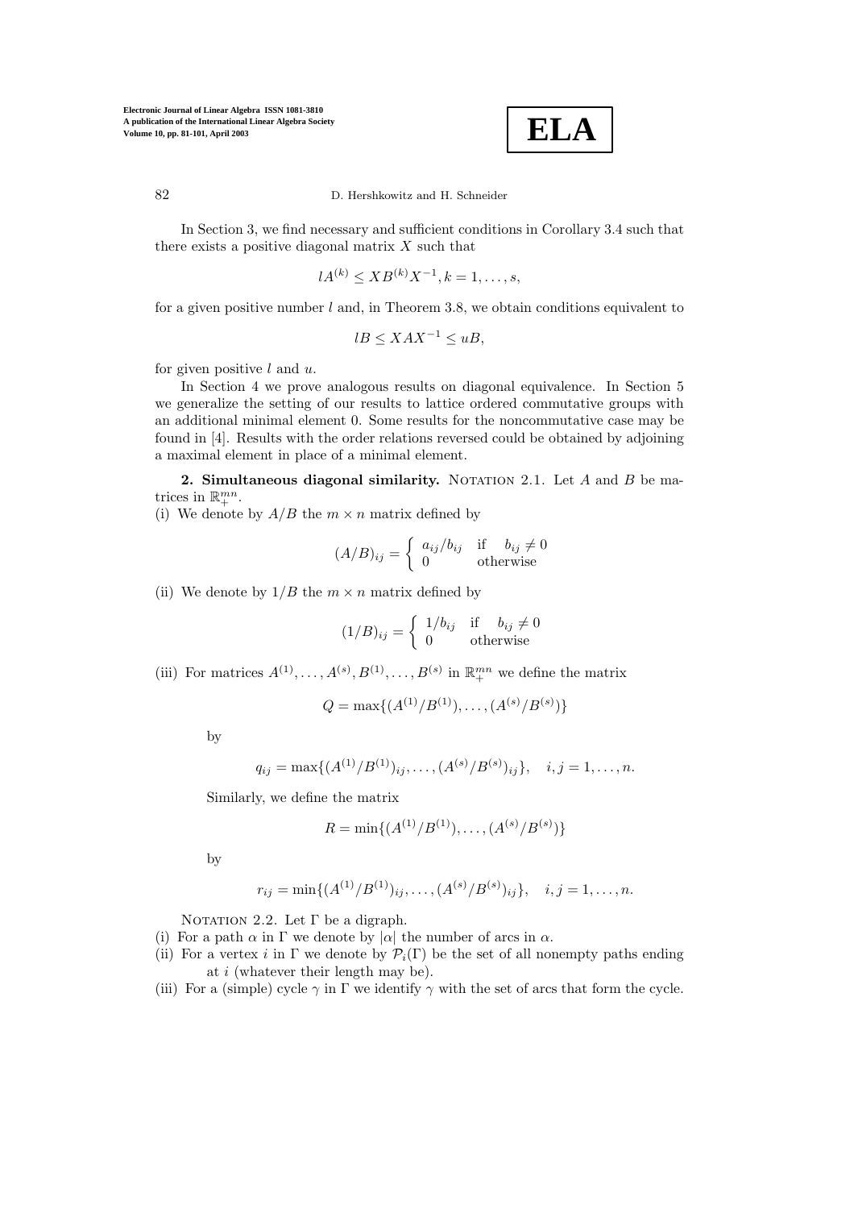In Section 3, we find necessary and sufficient conditions in Corollary 3.4 such that there exists a positive diagonal matrix $X$ such that

$$lA^{(k)} \le XB^{(k)}X^{-1}, k = 1, \ldots, s,$$

for a given positive number $l$ and, in Theorem 3.8, we obtain conditions equivalent to

$$lB \le XAX^{-1} \le uB,$$

for given positive $l$ and $u$.

In Section 4 we prove analogous results on diagonal equivalence. In Section 5 we generalize the setting of our results to lattice ordered commutative groups with an additional minimal element 0. Some results for the noncommutative case may be found in [4]. Results with the order relations reversed could be obtained by adjoining a maximal element in place of a minimal element.

## 2. Simultaneous diagonal similarity.

Notation 2.1. Let $A$ and $B$ be matrices in $\mathbb{R}_+^{mn}$.

(i) We denote by $A/B$ the $m \times n$ matrix defined by

$$(A/B)_{ij} = \begin{cases} a_{ij}/b_{ij} & \text{if} \quad b_{ij} \neq 0 \\ 0 & \text{otherwise} \end{cases}$$

(ii) We denote by $1/B$ the $m \times n$ matrix defined by

$$(1/B)_{ij} = \begin{cases} 1/b_{ij} & \text{if} \quad b_{ij} \neq 0 \\ 0 & \text{otherwise} \end{cases}$$

(iii) For matrices $A^{(1)}, \ldots, A^{(s)}, B^{(1)}, \ldots, B^{(s)}$ in $\mathbb{R}_+^{mn}$ we define the matrix

$$Q = \max\{(A^{(1)}/B^{(1)}), \ldots, (A^{(s)}/B^{(s)})\}$$

by

$$q_{ij} = \max\{(A^{(1)}/B^{(1)})_{ij}, \ldots, (A^{(s)}/B^{(s)})_{ij}\}, \quad i, j = 1, \ldots, n.$$

Similarly, we define the matrix

$$R = \min\{(A^{(1)}/B^{(1)}), \ldots, (A^{(s)}/B^{(s)})\}$$

by

$$r_{ij} = \min\{(A^{(1)}/B^{(1)})_{ij}, \ldots, (A^{(s)}/B^{(s)})_{ij}\}, \quad i, j = 1, \ldots, n.$$

Notation 2.2. Let $\Gamma$ be a digraph.

(i) For a path $\alpha$ in $\Gamma$ we denote by $|\alpha|$ the number of arcs in $\alpha$.

(ii) For a vertex $i$ in $\Gamma$ we denote by $\mathcal{P}_i(\Gamma)$ be the set of all nonempty paths ending at $i$ (whatever their length may be).

(iii) For a (simple) cycle $\gamma$ in $\Gamma$ we identify $\gamma$ with the set of arcs that form the cycle.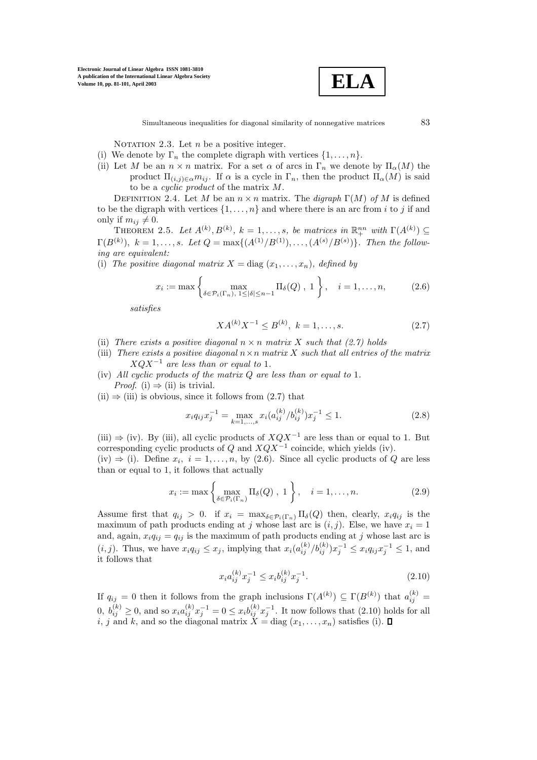NOTATION 2.3. Let $n$ be a positive integer.

(i) We denote by $\Gamma_n$ the complete digraph with vertices $\{1,\ldots,n\}$.

(ii) Let $M$ be an $n \times n$ matrix. For a set $\alpha$ of arcs in $\Gamma_n$ we denote by $\Pi_\alpha(M)$ the product $\Pi_{(i,j)\in\alpha} m_{ij}$. If $\alpha$ is a cycle in $\Gamma_n$, then the product $\Pi_\alpha(M)$ is said to be a *cyclic product* of the matrix $M$.

DEFINITION 2.4. Let $M$ be an $n \times n$ matrix. The *digraph* $\Gamma(M)$ *of* $M$ is defined to be the digraph with vertices $\{1,\ldots,n\}$ and where there is an arc from $i$ to $j$ if and only if $m_{ij} \neq 0$.

THEOREM 2.5. *Let $A^{(k)}, B^{(k)}$, $k = 1,\ldots,s$, be matrices in $\mathbb{R}_+^{nn}$ with $\Gamma(A^{(k)}) \subseteq \Gamma(B^{(k)})$, $k = 1,\ldots,s$. Let $Q = \max\{(A^{(1)}/B^{(1)}),\ldots,(A^{(s)}/B^{(s)})\}$. Then the following are equivalent:*

(i) *The positive diagonal matrix $X = \operatorname{diag}(x_1,\ldots,x_n)$, defined by*

$$x_i := \max\left\{ \max_{\delta\in\mathcal{P}_i(\Gamma_n),\ 1\le|\delta|\le n-1} \Pi_\delta(Q)\ ,\ 1 \right\}, \quad i = 1,\ldots,n, \tag{2.6}$$

*satisfies*

$$XA^{(k)}X^{-1} \le B^{(k)},\ k = 1,\ldots,s. \tag{2.7}$$

(ii) *There exists a positive diagonal $n \times n$ matrix $X$ such that (2.7) holds*

(iii) *There exists a positive diagonal $n\times n$ matrix $X$ such that all entries of the matrix $XQX^{-1}$ are less than or equal to 1.*

(iv) *All cyclic products of the matrix $Q$ are less than or equal to 1.*

*Proof.* (i) $\Rightarrow$ (ii) is trivial.

(ii) $\Rightarrow$ (iii) is obvious, since it follows from (2.7) that

$$x_i q_{ij} x_j^{-1} = \max_{k=1,\ldots,s} x_i (a_{ij}^{(k)}/b_{ij}^{(k)}) x_j^{-1} \le 1. \tag{2.8}$$

(iii) $\Rightarrow$ (iv). By (iii), all cyclic products of $XQX^{-1}$ are less than or equal to 1. But corresponding cyclic products of $Q$ and $XQX^{-1}$ coincide, which yields (iv).

(iv) $\Rightarrow$ (i). Define $x_i$, $i = 1,\ldots,n$, by (2.6). Since all cyclic products of $Q$ are less than or equal to 1, it follows that actually

$$x_i := \max\left\{ \max_{\delta\in\mathcal{P}_i(\Gamma_n)} \Pi_\delta(Q)\ ,\ 1 \right\}, \quad i = 1,\ldots,n. \tag{2.9}$$

Assume first that $q_{ij} > 0$. if $x_i = \max_{\delta\in\mathcal{P}_i(\Gamma_n)} \Pi_\delta(Q)$ then, clearly, $x_i q_{ij}$ is the maximum of path products ending at $j$ whose last arc is $(i,j)$. Else, we have $x_i = 1$ and, again, $x_i q_{ij} = q_{ij}$ is the maximum of path products ending at $j$ whose last arc is $(i,j)$. Thus, we have $x_i q_{ij} \le x_j$, implying that $x_i(a_{ij}^{(k)}/b_{ij}^{(k)})x_j^{-1} \le x_i q_{ij} x_j^{-1} \le 1$, and it follows that

$$x_i a_{ij}^{(k)} x_j^{-1} \le x_i b_{ij}^{(k)} x_j^{-1}. \tag{2.10}$$

If $q_{ij} = 0$ then it follows from the graph inclusions $\Gamma(A^{(k)}) \subseteq \Gamma(B^{(k)})$ that $a_{ij}^{(k)} = 0$, $b_{ij}^{(k)} \ge 0$, and so $x_i a_{ij}^{(k)} x_j^{-1} = 0 \le x_i b_{ij}^{(k)} x_j^{-1}$. It now follows that (2.10) holds for all $i$, $j$ and $k$, and so the diagonal matrix $X = \operatorname{diag}(x_1,\ldots,x_n)$ satisfies (i). $\square$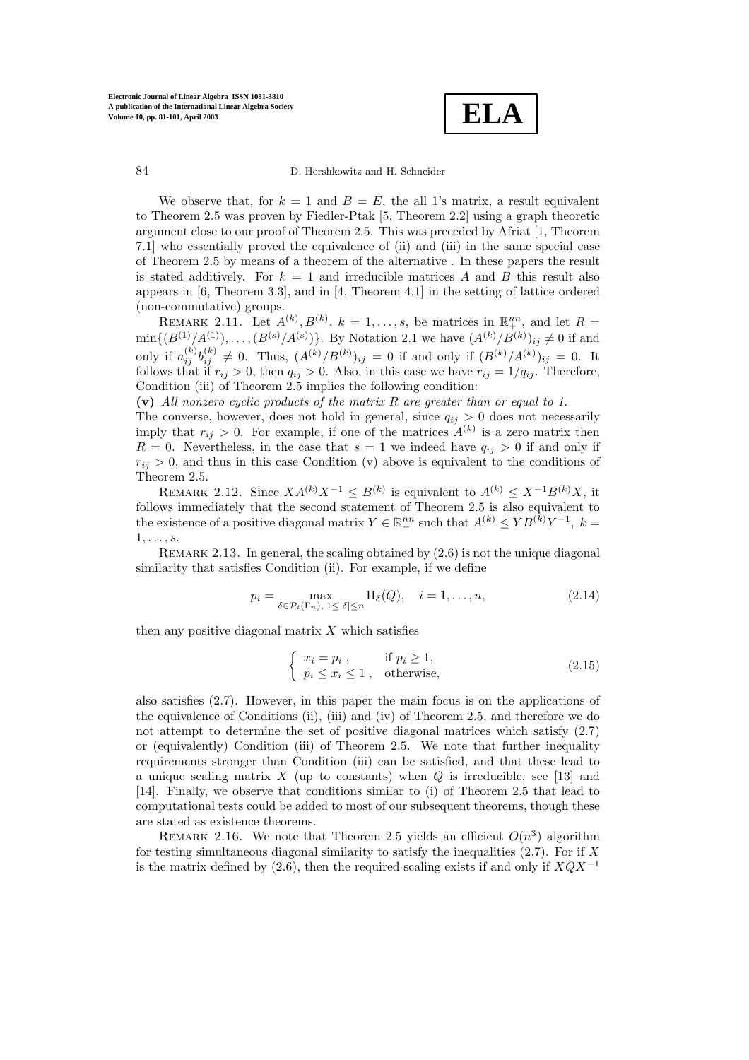We observe that, for $k = 1$ and $B = E$, the all 1's matrix, a result equivalent to Theorem 2.5 was proven by Fiedler-Ptak [5, Theorem 2.2] using a graph theoretic argument close to our proof of Theorem 2.5. This was preceded by Afriat [1, Theorem 7.1] who essentially proved the equivalence of (ii) and (iii) in the same special case of Theorem 2.5 by means of a theorem of the alternative . In these papers the result is stated additively. For $k = 1$ and irreducible matrices $A$ and $B$ this result also appears in [6, Theorem 3.3], and in [4, Theorem 4.1] in the setting of lattice ordered (non-commutative) groups.

Remark 2.11. Let $A^{(k)}, B^{(k)}$, $k = 1, \ldots, s$, be matrices in $\mathbb{R}_+^{nn}$, and let $R = \min\{(B^{(1)}/A^{(1)}), \ldots, (B^{(s)}/A^{(s)})\}$. By Notation 2.1 we have $(A^{(k)}/B^{(k)})_{ij} \neq 0$ if and only if $a_{ij}^{(k)} b_{ij}^{(k)} \neq 0$. Thus, $(A^{(k)}/B^{(k)})_{ij} = 0$ if and only if $(B^{(k)}/A^{(k)})_{ij} = 0$. It follows that if $r_{ij} > 0$, then $q_{ij} > 0$. Also, in this case we have $r_{ij} = 1/q_{ij}$. Therefore, Condition (iii) of Theorem 2.5 implies the following condition:

**(v)** *All nonzero cyclic products of the matrix $R$ are greater than or equal to 1.*

The converse, however, does not hold in general, since $q_{ij} > 0$ does not necessarily imply that $r_{ij} > 0$. For example, if one of the matrices $A^{(k)}$ is a zero matrix then $R = 0$. Nevertheless, in the case that $s = 1$ we indeed have $q_{ij} > 0$ if and only if $r_{ij} > 0$, and thus in this case Condition (v) above is equivalent to the conditions of Theorem 2.5.

Remark 2.12. Since $XA^{(k)}X^{-1} \leq B^{(k)}$ is equivalent to $A^{(k)} \leq X^{-1}B^{(k)}X$, it follows immediately that the second statement of Theorem 2.5 is also equivalent to the existence of a positive diagonal matrix $Y \in \mathbb{R}_+^{nn}$ such that $A^{(k)} \leq YB^{(k)}Y^{-1}$, $k = 1, \ldots, s$.

Remark 2.13. In general, the scaling obtained by (2.6) is not the unique diagonal similarity that satisfies Condition (ii). For example, if we define

$$p_i = \max_{\delta \in \mathcal{P}_i(\Gamma_n),\ 1 \leq |\delta| \leq n} \Pi_\delta(Q), \quad i = 1, \ldots, n, \tag{2.14}$$

then any positive diagonal matrix $X$ which satisfies

$$\begin{cases} x_i = p_i\ , & \text{if } p_i \geq 1, \\ p_i \leq x_i \leq 1\ , & \text{otherwise}, \end{cases} \tag{2.15}$$

also satisfies (2.7). However, in this paper the main focus is on the applications of the equivalence of Conditions (ii), (iii) and (iv) of Theorem 2.5, and therefore we do not attempt to determine the set of positive diagonal matrices which satisfy (2.7) or (equivalently) Condition (iii) of Theorem 2.5. We note that further inequality requirements stronger than Condition (iii) can be satisfied, and that these lead to a unique scaling matrix $X$ (up to constants) when $Q$ is irreducible, see [13] and [14]. Finally, we observe that conditions similar to (i) of Theorem 2.5 that lead to computational tests could be added to most of our subsequent theorems, though these are stated as existence theorems.

Remark 2.16. We note that Theorem 2.5 yields an efficient $O(n^3)$ algorithm for testing simultaneous diagonal similarity to satisfy the inequalities (2.7). For if $X$ is the matrix defined by (2.6), then the required scaling exists if and only if $XQX^{-1}$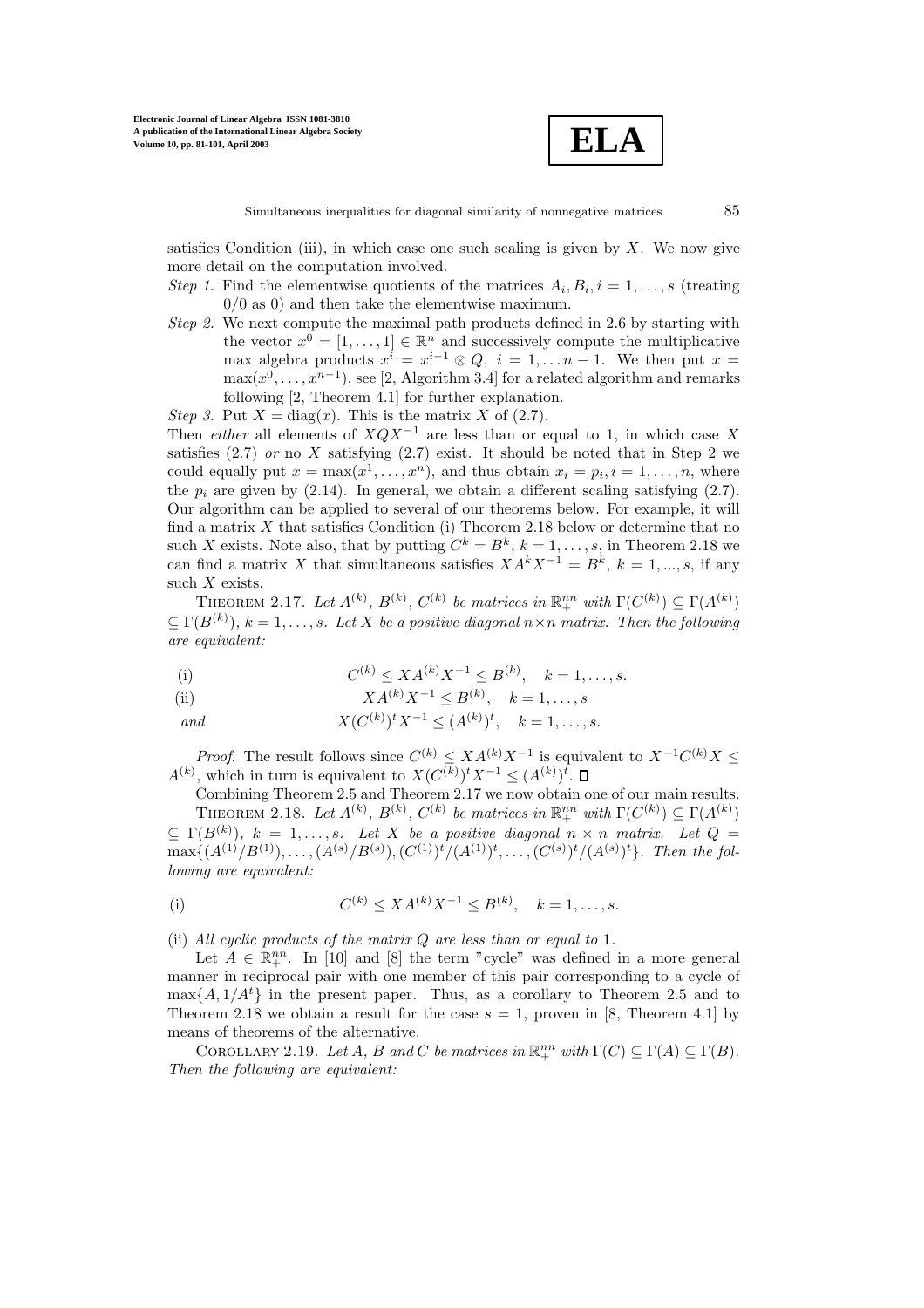satisfies Condition (iii), in which case one such scaling is given by $X$. We now give more detail on the computation involved.

*Step 1.* Find the elementwise quotients of the matrices $A_i, B_i, i = 1, \ldots, s$ (treating $0/0$ as 0) and then take the elementwise maximum.

*Step 2.* We next compute the maximal path products defined in 2.6 by starting with the vector $x^0 = [1, \ldots, 1] \in \mathbb{R}^n$ and successively compute the multiplicative max algebra products $x^i = x^{i-1} \otimes Q, \ i = 1, \ldots n-1$. We then put $x = \max(x^0, \ldots, x^{n-1})$, see [2, Algorithm 3.4] for a related algorithm and remarks following [2, Theorem 4.1] for further explanation.

*Step 3.* Put $X = \operatorname{diag}(x)$. This is the matrix $X$ of (2.7).

Then *either* all elements of $XQX^{-1}$ are less than or equal to 1, in which case $X$ satisfies (2.7) *or* no $X$ satisfying (2.7) exist. It should be noted that in Step 2 we could equally put $x = \max(x^1, \ldots, x^n)$, and thus obtain $x_i = p_i, i = 1, \ldots, n$, where the $p_i$ are given by (2.14). In general, we obtain a different scaling satisfying (2.7). Our algorithm can be applied to several of our theorems below. For example, it will find a matrix $X$ that satisfies Condition (i) Theorem 2.18 below or determine that no such $X$ exists. Note also, that by putting $C^k = B^k, k = 1, \ldots, s$, in Theorem 2.18 we can find a matrix $X$ that simultaneous satisfies $XA^kX^{-1} = B^k, \ k = 1, ..., s$, if any such $X$ exists.

Theorem 2.17. *Let $A^{(k)}$, $B^{(k)}$, $C^{(k)}$ be matrices in $\mathbb{R}^{nn}_+$ with $\Gamma(C^{(k)}) \subseteq \Gamma(A^{(k)}) \subseteq \Gamma(B^{(k)})$, $k = 1, \ldots, s$. Let $X$ be a positive diagonal $n \times n$ matrix. Then the following are equivalent:*

$$\text{(i)} \qquad C^{(k)} \leq XA^{(k)}X^{-1} \leq B^{(k)}, \quad k = 1, \ldots, s.$$

$$\text{(ii)} \qquad XA^{(k)}X^{-1} \leq B^{(k)}, \quad k = 1, \ldots, s$$

$$\textit{and} \qquad X(C^{(k)})^tX^{-1} \leq (A^{(k)})^t, \quad k = 1, \ldots, s.$$

*Proof*. The result follows since $C^{(k)} \leq XA^{(k)}X^{-1}$ is equivalent to $X^{-1}C^{(k)}X \leq A^{(k)}$, which in turn is equivalent to $X(C^{(k)})^tX^{-1} \leq (A^{(k)})^t$. ∎

Combining Theorem 2.5 and Theorem 2.17 we now obtain one of our main results.

Theorem 2.18. *Let $A^{(k)}$, $B^{(k)}$, $C^{(k)}$ be matrices in $\mathbb{R}^{nn}_+$ with $\Gamma(C^{(k)}) \subseteq \Gamma(A^{(k)}) \subseteq \Gamma(B^{(k)})$, $k = 1, \ldots, s$. Let $X$ be a positive diagonal $n \times n$ matrix. Let $Q = \max\{(A^{(1)}/B^{(1)}), \ldots, (A^{(s)}/B^{(s)}), (C^{(1)})^t/(A^{(1)})^t, \ldots, (C^{(s)})^t/(A^{(s)})^t\}$. Then the following are equivalent:*

$$\text{(i)} \qquad C^{(k)} \leq XA^{(k)}X^{-1} \leq B^{(k)}, \quad k = 1, \ldots, s.$$

(ii) *All cyclic products of the matrix $Q$ are less than or equal to* 1.

Let $A \in \mathbb{R}^{nn}_+$. In [10] and [8] the term "cycle" was defined in a more general manner in reciprocal pair with one member of this pair corresponding to a cycle of $\max\{A, 1/A^t\}$ in the present paper. Thus, as a corollary to Theorem 2.5 and to Theorem 2.18 we obtain a result for the case $s = 1$, proven in [8, Theorem 4.1] by means of theorems of the alternative.

Corollary 2.19. *Let $A$, $B$ and $C$ be matrices in $\mathbb{R}^{nn}_+$ with $\Gamma(C) \subseteq \Gamma(A) \subseteq \Gamma(B)$. Then the following are equivalent:*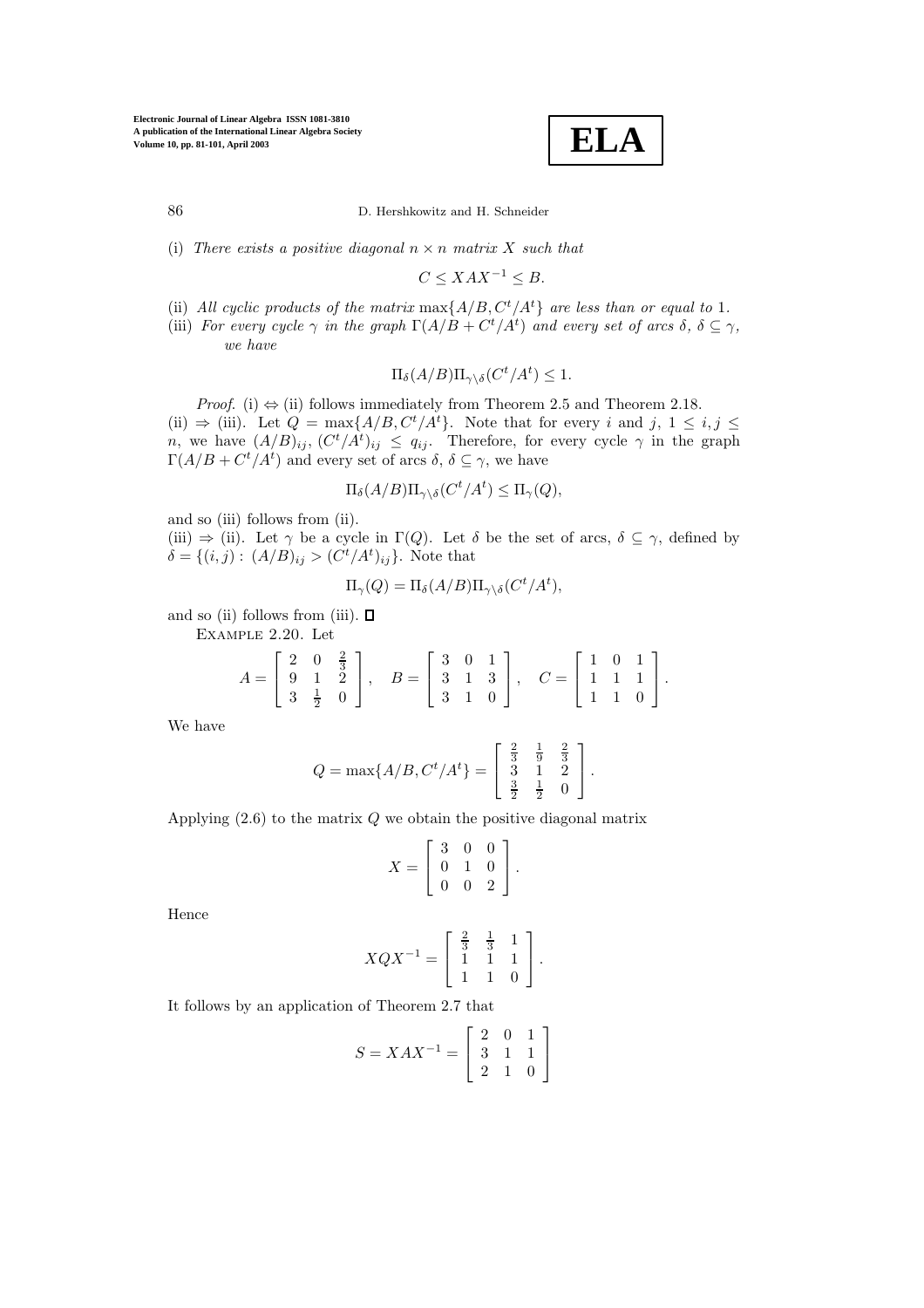(i) *There exists a positive diagonal $n \times n$ matrix $X$ such that*

$$C \le XAX^{-1} \le B.$$

(ii) *All cyclic products of the matrix* $\max\{A/B, C^t/A^t\}$ *are less than or equal to* 1.

(iii) *For every cycle $\gamma$ in the graph $\Gamma(A/B + C^t/A^t)$ and every set of arcs $\delta$, $\delta \subseteq \gamma$, we have*

$$\Pi_\delta(A/B)\Pi_{\gamma\setminus\delta}(C^t/A^t) \le 1.$$

*Proof.* (i) $\Leftrightarrow$ (ii) follows immediately from Theorem 2.5 and Theorem 2.18.

(ii) $\Rightarrow$ (iii). Let $Q = \max\{A/B, C^t/A^t\}$. Note that for every $i$ and $j$, $1 \le i, j \le n$, we have $(A/B)_{ij}$, $(C^t/A^t)_{ij} \le q_{ij}$. Therefore, for every cycle $\gamma$ in the graph $\Gamma(A/B + C^t/A^t)$ and every set of arcs $\delta$, $\delta \subseteq \gamma$, we have

$$\Pi_\delta(A/B)\Pi_{\gamma\setminus\delta}(C^t/A^t) \le \Pi_\gamma(Q),$$

and so (iii) follows from (ii).

(iii) $\Rightarrow$ (ii). Let $\gamma$ be a cycle in $\Gamma(Q)$. Let $\delta$ be the set of arcs, $\delta \subseteq \gamma$, defined by $\delta = \{(i,j) : (A/B)_{ij} > (C^t/A^t)_{ij}\}$. Note that

$$\Pi_\gamma(Q) = \Pi_\delta(A/B)\Pi_{\gamma\setminus\delta}(C^t/A^t),$$

and so (ii) follows from (iii). $\square$

EXAMPLE 2.20. Let

$$A = \begin{bmatrix} 2 & 0 & \frac{2}{3} \\ 9 & 1 & 2 \\ 3 & \frac{1}{2} & 0 \end{bmatrix}, \quad B = \begin{bmatrix} 3 & 0 & 1 \\ 3 & 1 & 3 \\ 3 & 1 & 0 \end{bmatrix}, \quad C = \begin{bmatrix} 1 & 0 & 1 \\ 1 & 1 & 1 \\ 1 & 1 & 0 \end{bmatrix}.$$

We have

$$Q = \max\{A/B, C^t/A^t\} = \begin{bmatrix} \frac{2}{3} & \frac{1}{9} & \frac{2}{3} \\ 3 & 1 & 2 \\ \frac{3}{2} & \frac{1}{2} & 0 \end{bmatrix}.$$

Applying (2.6) to the matrix $Q$ we obtain the positive diagonal matrix

$$X = \begin{bmatrix} 3 & 0 & 0 \\ 0 & 1 & 0 \\ 0 & 0 & 2 \end{bmatrix}.$$

Hence

$$XQX^{-1} = \begin{bmatrix} \frac{2}{3} & \frac{1}{3} & 1 \\ 1 & 1 & 1 \\ 1 & 1 & 0 \end{bmatrix}.$$

It follows by an application of Theorem 2.7 that

$$S = XAX^{-1} = \begin{bmatrix} 2 & 0 & 1 \\ 3 & 1 & 1 \\ 2 & 1 & 0 \end{bmatrix}$$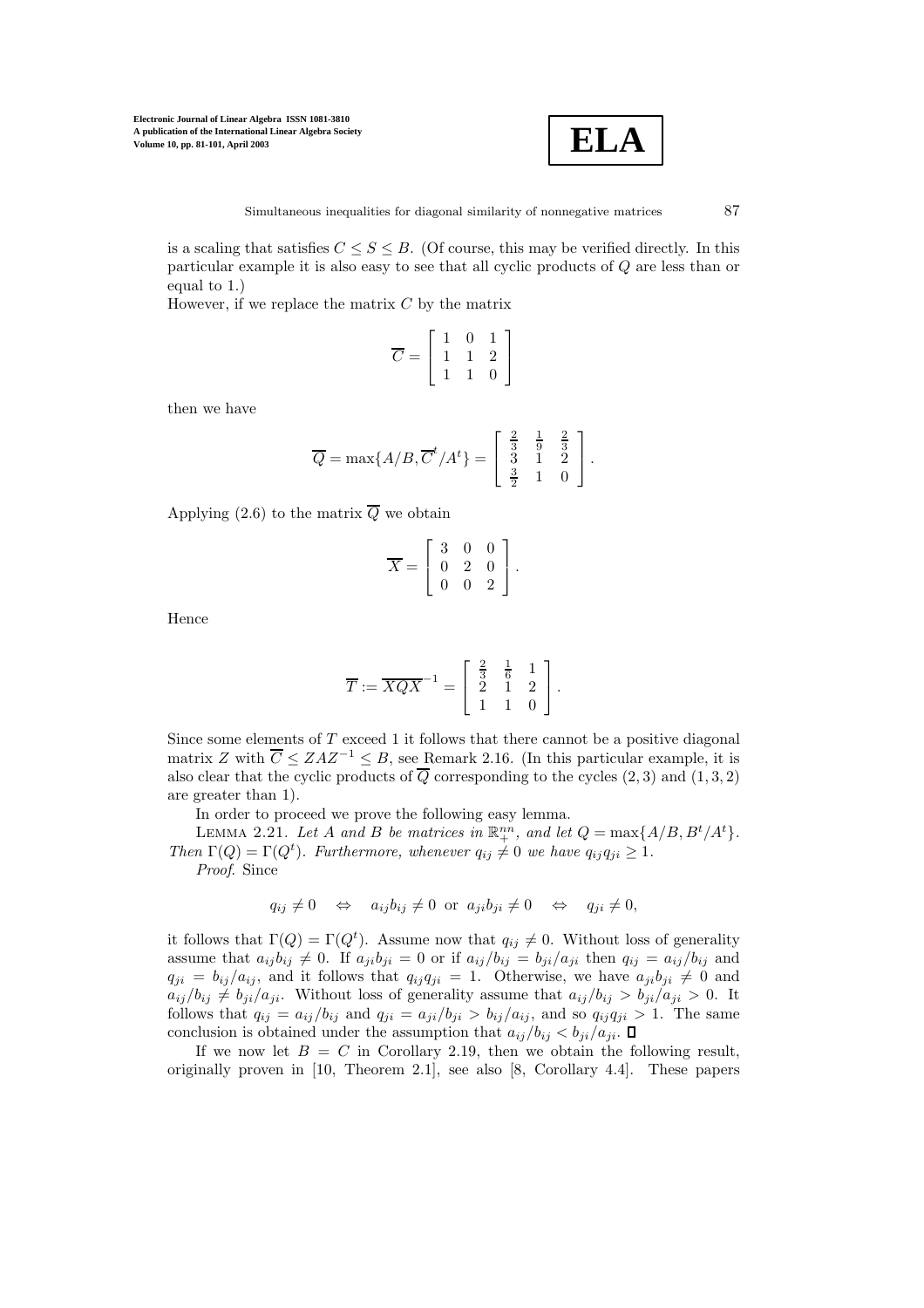is a scaling that satisfies $C \le S \le B$. (Of course, this may be verified directly. In this particular example it is also easy to see that all cyclic products of $Q$ are less than or equal to 1.)

However, if we replace the matrix $C$ by the matrix

$$\overline{C} = \begin{bmatrix} 1 & 0 & 1 \\ 1 & 1 & 2 \\ 1 & 1 & 0 \end{bmatrix}$$

then we have

$$\overline{Q} = \max\{A/B, \overline{C}^t/A^t\} = \begin{bmatrix} \frac{2}{3} & \frac{1}{9} & \frac{2}{3} \\ 3 & 1 & 2 \\ \frac{3}{2} & 1 & 0 \end{bmatrix}.$$

Applying (2.6) to the matrix $\overline{Q}$ we obtain

$$\overline{X} = \begin{bmatrix} 3 & 0 & 0 \\ 0 & 2 & 0 \\ 0 & 0 & 2 \end{bmatrix}.$$

Hence

$$\overline{T} := \overline{XQX}^{-1} = \begin{bmatrix} \frac{2}{3} & \frac{1}{6} & 1 \\ 2 & 1 & 2 \\ 1 & 1 & 0 \end{bmatrix}.$$

Since some elements of $T$ exceed 1 it follows that there cannot be a positive diagonal matrix $Z$ with $\overline{C} \le ZAZ^{-1} \le B$, see Remark 2.16. (In this particular example, it is also clear that the cyclic products of $\overline{Q}$ corresponding to the cycles $(2,3)$ and $(1,3,2)$ are greater than 1).

In order to proceed we prove the following easy lemma.

LEMMA 2.21. *Let $A$ and $B$ be matrices in $\mathbb{R}_+^{nn}$, and let $Q = \max\{A/B, B^t/A^t\}$. Then $\Gamma(Q) = \Gamma(Q^t)$. Furthermore, whenever $q_{ij} \neq 0$ we have $q_{ij}q_{ji} \ge 1$.*

*Proof*. Since

$$q_{ij} \neq 0 \quad \Leftrightarrow \quad a_{ij}b_{ij} \neq 0 \text{ or } a_{ji}b_{ji} \neq 0 \quad \Leftrightarrow \quad q_{ji} \neq 0,$$

it follows that $\Gamma(Q) = \Gamma(Q^t)$. Assume now that $q_{ij} \neq 0$. Without loss of generality assume that $a_{ij}b_{ij} \neq 0$. If $a_{ji}b_{ji} = 0$ or if $a_{ij}/b_{ij} = b_{ji}/a_{ji}$ then $q_{ij} = a_{ij}/b_{ij}$ and $q_{ji} = b_{ij}/a_{ij}$, and it follows that $q_{ij}q_{ji} = 1$. Otherwise, we have $a_{ji}b_{ji} \neq 0$ and $a_{ij}/b_{ij} \neq b_{ji}/a_{ji}$. Without loss of generality assume that $a_{ij}/b_{ij} > b_{ji}/a_{ji} > 0$. It follows that $q_{ij} = a_{ij}/b_{ij}$ and $q_{ji} = a_{ji}/b_{ji} > b_{ij}/a_{ij}$, and so $q_{ij}q_{ji} > 1$. The same conclusion is obtained under the assumption that $a_{ij}/b_{ij} < b_{ji}/a_{ji}$. ∎

If we now let $B = C$ in Corollary 2.19, then we obtain the following result, originally proven in [10, Theorem 2.1], see also [8, Corollary 4.4]. These papers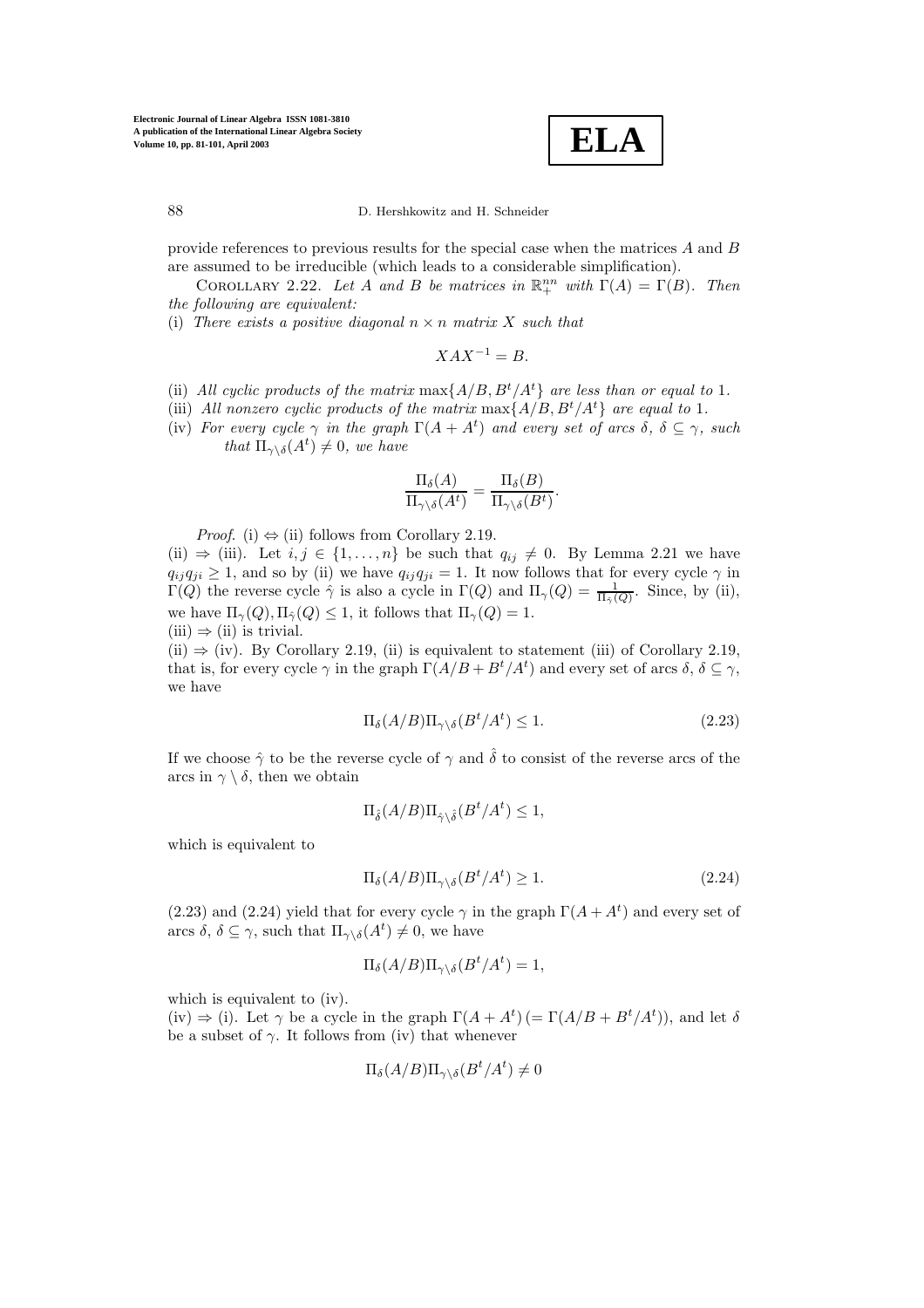provide references to previous results for the special case when the matrices $A$ and $B$ are assumed to be irreducible (which leads to a considerable simplification).

COROLLARY 2.22. *Let $A$ and $B$ be matrices in $\mathbb{R}_+^{nn}$ with $\Gamma(A) = \Gamma(B)$. Then the following are equivalent:*

(i) *There exists a positive diagonal $n \times n$ matrix $X$ such that*

$$XAX^{-1} = B.$$

(ii) *All cyclic products of the matrix $\max\{A/B, B^t/A^t\}$ are less than or equal to 1.*

(iii) *All nonzero cyclic products of the matrix $\max\{A/B, B^t/A^t\}$ are equal to 1.*

(iv) *For every cycle $\gamma$ in the graph $\Gamma(A + A^t)$ and every set of arcs $\delta$, $\delta \subseteq \gamma$, such that $\Pi_{\gamma \setminus \delta}(A^t) \neq 0$, we have*

$$\frac{\Pi_\delta(A)}{\Pi_{\gamma \setminus \delta}(A^t)} = \frac{\Pi_\delta(B)}{\Pi_{\gamma \setminus \delta}(B^t)}.$$

*Proof.* (i) $\Leftrightarrow$ (ii) follows from Corollary 2.19.

(ii) $\Rightarrow$ (iii). Let $i, j \in \{1, \ldots, n\}$ be such that $q_{ij} \neq 0$. By Lemma 2.21 we have $q_{ij}q_{ji} \geq 1$, and so by (ii) we have $q_{ij}q_{ji} = 1$. It now follows that for every cycle $\gamma$ in $\Gamma(Q)$ the reverse cycle $\hat{\gamma}$ is also a cycle in $\Gamma(Q)$ and $\Pi_\gamma(Q) = \frac{1}{\Pi_{\hat{\gamma}}(Q)}$. Since, by (ii), we have $\Pi_\gamma(Q), \Pi_{\hat{\gamma}}(Q) \leq 1$, it follows that $\Pi_\gamma(Q) = 1$.

(iii) $\Rightarrow$ (ii) is trivial.

(ii) $\Rightarrow$ (iv). By Corollary 2.19, (ii) is equivalent to statement (iii) of Corollary 2.19, that is, for every cycle $\gamma$ in the graph $\Gamma(A/B + B^t/A^t)$ and every set of arcs $\delta$, $\delta \subseteq \gamma$, we have

$$\Pi_\delta(A/B)\Pi_{\gamma \setminus \delta}(B^t/A^t) \leq 1. \tag{2.23}$$

If we choose $\hat{\gamma}$ to be the reverse cycle of $\gamma$ and $\hat{\delta}$ to consist of the reverse arcs of the arcs in $\gamma \setminus \delta$, then we obtain

$$\Pi_{\hat{\delta}}(A/B)\Pi_{\hat{\gamma} \setminus \hat{\delta}}(B^t/A^t) \leq 1,$$

which is equivalent to

$$\Pi_\delta(A/B)\Pi_{\gamma \setminus \delta}(B^t/A^t) \geq 1. \tag{2.24}$$

(2.23) and (2.24) yield that for every cycle $\gamma$ in the graph $\Gamma(A + A^t)$ and every set of arcs $\delta$, $\delta \subseteq \gamma$, such that $\Pi_{\gamma \setminus \delta}(A^t) \neq 0$, we have

$$\Pi_\delta(A/B)\Pi_{\gamma \setminus \delta}(B^t/A^t) = 1,$$

which is equivalent to (iv).

(iv) $\Rightarrow$ (i). Let $\gamma$ be a cycle in the graph $\Gamma(A + A^t)\,(= \Gamma(A/B + B^t/A^t))$, and let $\delta$ be a subset of $\gamma$. It follows from (iv) that whenever

$$\Pi_\delta(A/B)\Pi_{\gamma \setminus \delta}(B^t/A^t) \neq 0$$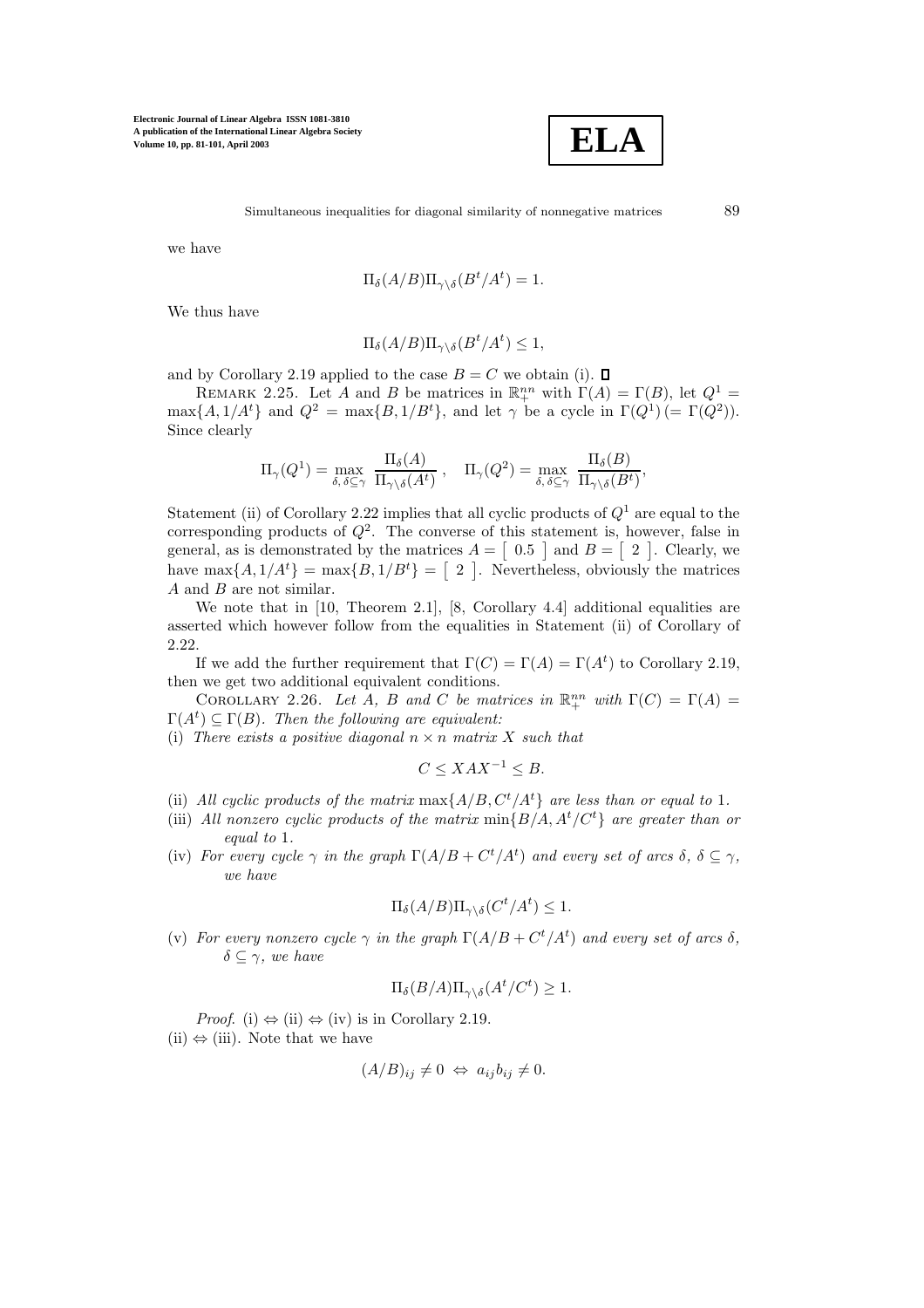we have

$$\Pi_\delta(A/B)\Pi_{\gamma\setminus\delta}(B^t/A^t) = 1.$$

We thus have

$$\Pi_\delta(A/B)\Pi_{\gamma\setminus\delta}(B^t/A^t) \le 1,$$

and by Corollary 2.19 applied to the case $B = C$ we obtain (i). $\square$

REMARK 2.25. Let $A$ and $B$ be matrices in $\mathbb{R}_+^{nn}$ with $\Gamma(A) = \Gamma(B)$, let $Q^1 = \max\{A, 1/A^t\}$ and $Q^2 = \max\{B, 1/B^t\}$, and let $\gamma$ be a cycle in $\Gamma(Q^1)\,(= \Gamma(Q^2))$. Since clearly

$$\Pi_\gamma(Q^1) = \max_{\delta,\,\delta\subseteq\gamma} \frac{\Pi_\delta(A)}{\Pi_{\gamma\setminus\delta}(A^t)}\,, \quad \Pi_\gamma(Q^2) = \max_{\delta,\,\delta\subseteq\gamma} \frac{\Pi_\delta(B)}{\Pi_{\gamma\setminus\delta}(B^t)},$$

Statement (ii) of Corollary 2.22 implies that all cyclic products of $Q^1$ are equal to the corresponding products of $Q^2$. The converse of this statement is, however, false in general, as is demonstrated by the matrices $A = \begin{bmatrix} 0.5 \end{bmatrix}$ and $B = \begin{bmatrix} 2 \end{bmatrix}$. Clearly, we have $\max\{A, 1/A^t\} = \max\{B, 1/B^t\} = \begin{bmatrix} 2 \end{bmatrix}$. Nevertheless, obviously the matrices $A$ and $B$ are not similar.

We note that in [10, Theorem 2.1], [8, Corollary 4.4] additional equalities are asserted which however follow from the equalities in Statement (ii) of Corollary of 2.22.

If we add the further requirement that $\Gamma(C) = \Gamma(A) = \Gamma(A^t)$ to Corollary 2.19, then we get two additional equivalent conditions.

COROLLARY 2.26. *Let $A$, $B$ and $C$ be matrices in $\mathbb{R}_+^{nn}$ with $\Gamma(C) = \Gamma(A) = \Gamma(A^t) \subseteq \Gamma(B)$. Then the following are equivalent:*

(i) *There exists a positive diagonal $n \times n$ matrix $X$ such that*

$$C \le XAX^{-1} \le B.$$

(ii) *All cyclic products of the matrix $\max\{A/B, C^t/A^t\}$ are less than or equal to 1.*

(iii) *All nonzero cyclic products of the matrix $\min\{B/A, A^t/C^t\}$ are greater than or equal to 1.*

(iv) *For every cycle $\gamma$ in the graph $\Gamma(A/B + C^t/A^t)$ and every set of arcs $\delta$, $\delta \subseteq \gamma$, we have*

$$\Pi_\delta(A/B)\Pi_{\gamma\setminus\delta}(C^t/A^t) \le 1.$$

(v) *For every nonzero cycle $\gamma$ in the graph $\Gamma(A/B + C^t/A^t)$ and every set of arcs $\delta$, $\delta \subseteq \gamma$, we have*

$$\Pi_\delta(B/A)\Pi_{\gamma\setminus\delta}(A^t/C^t) \ge 1.$$

*Proof.* (i) $\Leftrightarrow$ (ii) $\Leftrightarrow$ (iv) is in Corollary 2.19.

(ii) $\Leftrightarrow$ (iii). Note that we have

$$(A/B)_{ij} \neq 0 \;\Leftrightarrow\; a_{ij}b_{ij} \neq 0.$$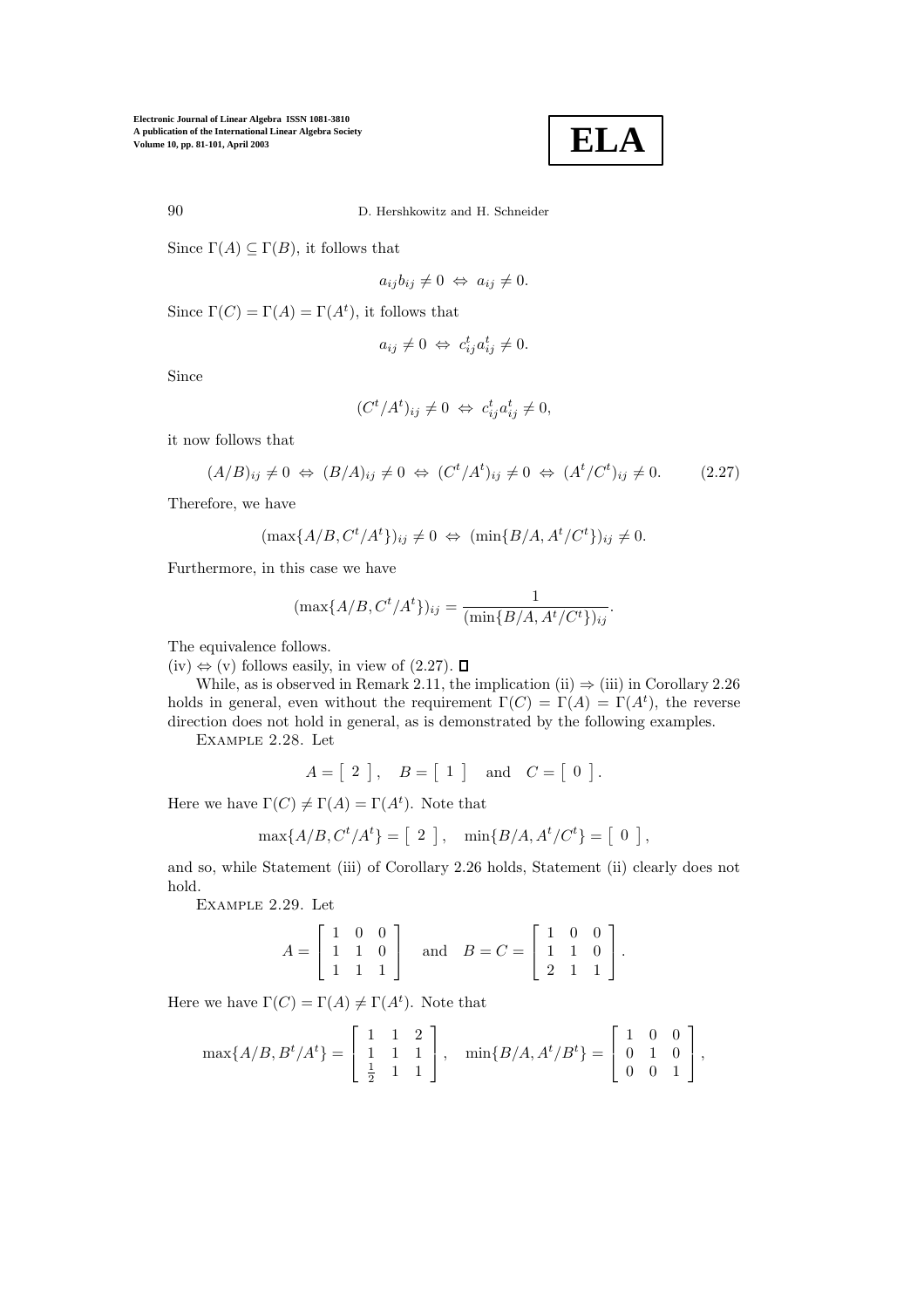Since $\Gamma(A) \subseteq \Gamma(B)$, it follows that

$$a_{ij} b_{ij} \neq 0 \;\Leftrightarrow\; a_{ij} \neq 0.$$

Since $\Gamma(C) = \Gamma(A) = \Gamma(A^t)$, it follows that

$$a_{ij} \neq 0 \;\Leftrightarrow\; c^t_{ij} a^t_{ij} \neq 0.$$

Since

$$(C^t/A^t)_{ij} \neq 0 \;\Leftrightarrow\; c^t_{ij} a^t_{ij} \neq 0,$$

it now follows that

$$(A/B)_{ij} \neq 0 \;\Leftrightarrow\; (B/A)_{ij} \neq 0 \;\Leftrightarrow\; (C^t/A^t)_{ij} \neq 0 \;\Leftrightarrow\; (A^t/C^t)_{ij} \neq 0. \tag{2.27}$$

Therefore, we have

$$(\max\{A/B, C^t/A^t\})_{ij} \neq 0 \;\Leftrightarrow\; (\min\{B/A, A^t/C^t\})_{ij} \neq 0.$$

Furthermore, in this case we have

$$(\max\{A/B, C^t/A^t\})_{ij} = \frac{1}{(\min\{B/A, A^t/C^t\})_{ij}}.$$

The equivalence follows.

(iv) $\Leftrightarrow$ (v) follows easily, in view of (2.27). ◻

While, as is observed in Remark 2.11, the implication (ii) $\Rightarrow$ (iii) in Corollary 2.26 holds in general, even without the requirement $\Gamma(C) = \Gamma(A) = \Gamma(A^t)$, the reverse direction does not hold in general, as is demonstrated by the following examples.

Example 2.28. Let

$$A = \begin{bmatrix} 2 \end{bmatrix}, \quad B = \begin{bmatrix} 1 \end{bmatrix} \quad \text{and} \quad C = \begin{bmatrix} 0 \end{bmatrix}.$$

Here we have $\Gamma(C) \neq \Gamma(A) = \Gamma(A^t)$. Note that

$$\max\{A/B, C^t/A^t\} = \begin{bmatrix} 2 \end{bmatrix}, \quad \min\{B/A, A^t/C^t\} = \begin{bmatrix} 0 \end{bmatrix},$$

and so, while Statement (iii) of Corollary 2.26 holds, Statement (ii) clearly does not hold.

Example 2.29. Let

$$A = \begin{bmatrix} 1 & 0 & 0 \\ 1 & 1 & 0 \\ 1 & 1 & 1 \end{bmatrix} \quad \text{and} \quad B = C = \begin{bmatrix} 1 & 0 & 0 \\ 1 & 1 & 0 \\ 2 & 1 & 1 \end{bmatrix}.$$

Here we have $\Gamma(C) = \Gamma(A) \neq \Gamma(A^t)$. Note that

$$\max\{A/B, B^t/A^t\} = \begin{bmatrix} 1 & 1 & 2 \\ 1 & 1 & 1 \\ \frac{1}{2} & 1 & 1 \end{bmatrix}, \quad \min\{B/A, A^t/B^t\} = \begin{bmatrix} 1 & 0 & 0 \\ 0 & 1 & 0 \\ 0 & 0 & 1 \end{bmatrix},$$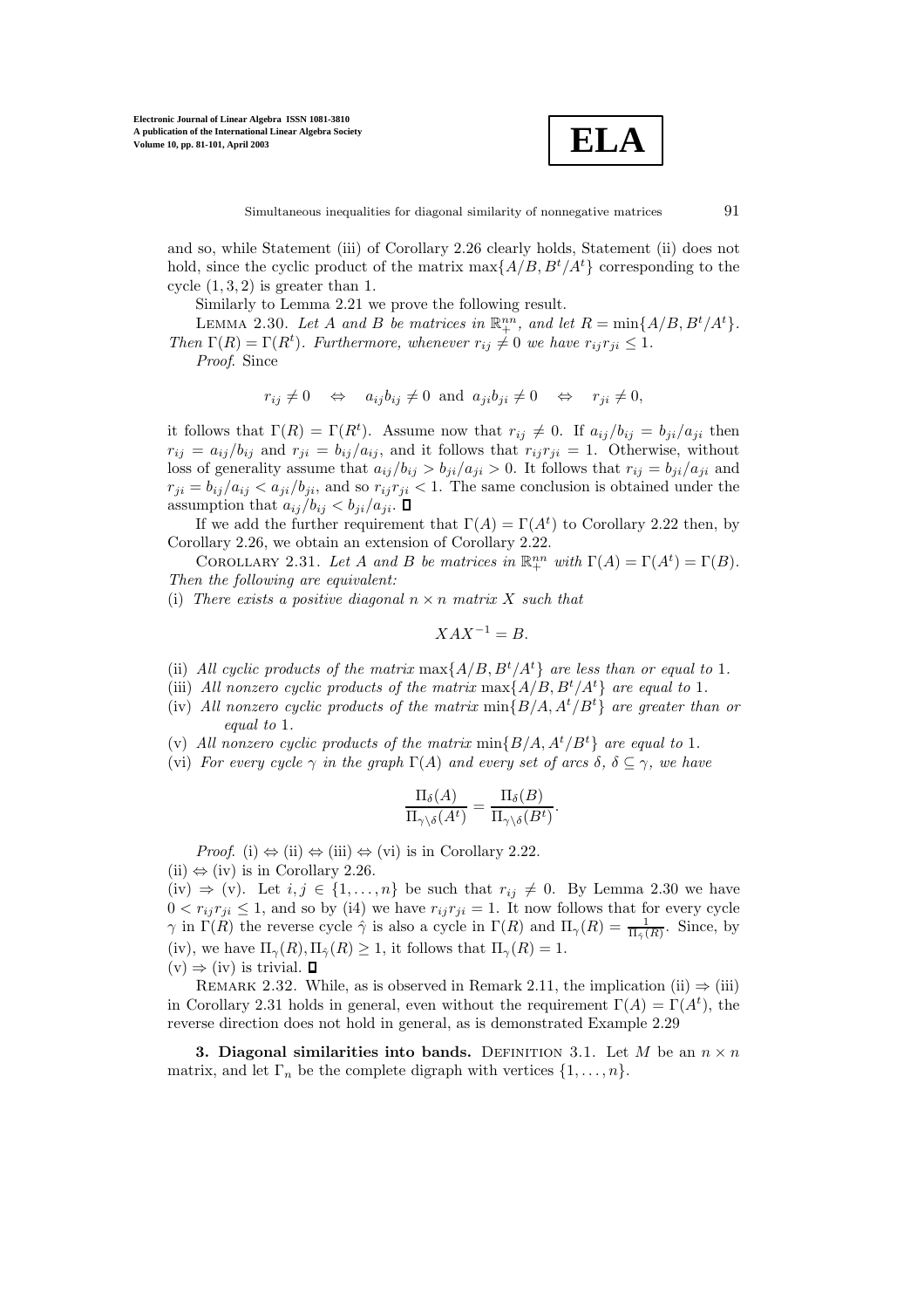and so, while Statement (iii) of Corollary 2.26 clearly holds, Statement (ii) does not hold, since the cyclic product of the matrix $\max\{A/B, B^t/A^t\}$ corresponding to the cycle $(1, 3, 2)$ is greater than 1.

Similarly to Lemma 2.21 we prove the following result.

Lemma 2.30. *Let $A$ and $B$ be matrices in $\mathbb{R}_+^{nn}$, and let $R = \min\{A/B, B^t/A^t\}$. Then $\Gamma(R) = \Gamma(R^t)$. Furthermore, whenever $r_{ij} \neq 0$ we have $r_{ij} r_{ji} \leq 1$.*

*Proof.* Since

$$r_{ij} \neq 0 \quad \Leftrightarrow \quad a_{ij} b_{ij} \neq 0 \text{ and } a_{ji} b_{ji} \neq 0 \quad \Leftrightarrow \quad r_{ji} \neq 0,$$

it follows that $\Gamma(R) = \Gamma(R^t)$. Assume now that $r_{ij} \neq 0$. If $a_{ij}/b_{ij} = b_{ji}/a_{ji}$ then $r_{ij} = a_{ij}/b_{ij}$ and $r_{ji} = b_{ij}/a_{ij}$, and it follows that $r_{ij} r_{ji} = 1$. Otherwise, without loss of generality assume that $a_{ij}/b_{ij} > b_{ji}/a_{ji} > 0$. It follows that $r_{ij} = b_{ji}/a_{ji}$ and $r_{ji} = b_{ij}/a_{ij} < a_{ji}/b_{ji}$, and so $r_{ij} r_{ji} < 1$. The same conclusion is obtained under the assumption that $a_{ij}/b_{ij} < b_{ji}/a_{ji}$. ∎

If we add the further requirement that $\Gamma(A) = \Gamma(A^t)$ to Corollary 2.22 then, by Corollary 2.26, we obtain an extension of Corollary 2.22.

Corollary 2.31. *Let $A$ and $B$ be matrices in $\mathbb{R}_+^{nn}$ with $\Gamma(A) = \Gamma(A^t) = \Gamma(B)$. Then the following are equivalent:*

(i) *There exists a positive diagonal $n \times n$ matrix $X$ such that*

$$XAX^{-1} = B.$$

(ii) *All cyclic products of the matrix $\max\{A/B, B^t/A^t\}$ are less than or equal to 1.*

(iii) *All nonzero cyclic products of the matrix $\max\{A/B, B^t/A^t\}$ are equal to 1.*

(iv) *All nonzero cyclic products of the matrix $\min\{B/A, A^t/B^t\}$ are greater than or equal to 1.*

(v) *All nonzero cyclic products of the matrix $\min\{B/A, A^t/B^t\}$ are equal to 1.*

(vi) *For every cycle $\gamma$ in the graph $\Gamma(A)$ and every set of arcs $\delta$, $\delta \subseteq \gamma$, we have*

$$\frac{\Pi_\delta(A)}{\Pi_{\gamma\setminus\delta}(A^t)} = \frac{\Pi_\delta(B)}{\Pi_{\gamma\setminus\delta}(B^t)}.$$

*Proof.* (i) ⇔ (ii) ⇔ (iii) ⇔ (vi) is in Corollary 2.22.

(ii) ⇔ (iv) is in Corollary 2.26.

(iv) ⇒ (v). Let $i, j \in \{1, \ldots, n\}$ be such that $r_{ij} \neq 0$. By Lemma 2.30 we have $0 < r_{ij} r_{ji} \leq 1$, and so by (i4) we have $r_{ij} r_{ji} = 1$. It now follows that for every cycle $\gamma$ in $\Gamma(R)$ the reverse cycle $\hat{\gamma}$ is also a cycle in $\Gamma(R)$ and $\Pi_\gamma(R) = \frac{1}{\Pi_{\hat{\gamma}}(R)}$. Since, by (iv), we have $\Pi_\gamma(R), \Pi_{\hat{\gamma}}(R) \geq 1$, it follows that $\Pi_\gamma(R) = 1$.

(v) ⇒ (iv) is trivial. ∎

Remark 2.32. While, as is observed in Remark 2.11, the implication (ii) ⇒ (iii) in Corollary 2.31 holds in general, even without the requirement $\Gamma(A) = \Gamma(A^t)$, the reverse direction does not hold in general, as is demonstrated Example 2.29

## 3. Diagonal similarities into bands.

Definition 3.1. Let $M$ be an $n \times n$ matrix, and let $\Gamma_n$ be the complete digraph with vertices $\{1, \ldots, n\}$.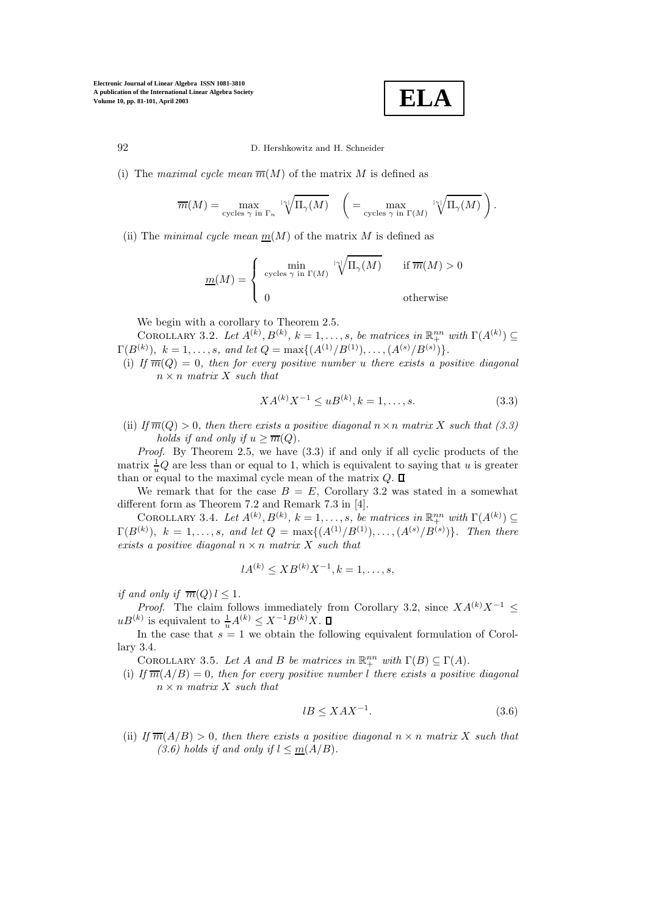(i) The *maximal cycle mean* $\overline{m}(M)$ of the matrix $M$ is defined as

$$\overline{m}(M) = \max_{\text{cycles } \gamma \text{ in } \Gamma_n} \sqrt[|\gamma|]{\Pi_\gamma(M)} \quad \left( = \max_{\text{cycles } \gamma \text{ in } \Gamma(M)} \sqrt[|\gamma|]{\Pi_\gamma(M)} \right).$$

(ii) The *minimal cycle mean* $\underline{m}(M)$ of the matrix $M$ is defined as

$$\underline{m}(M) = \begin{cases} \min_{\text{cycles } \gamma \text{ in } \Gamma(M)} \sqrt[|\gamma|]{\Pi_\gamma(M)} & \text{if } \overline{m}(M) > 0 \\ 0 & \text{otherwise} \end{cases}$$

We begin with a corollary to Theorem 2.5.

Corollary 3.2. *Let $A^{(k)}, B^{(k)}$, $k = 1, \ldots, s$, be matrices in $\mathbb{R}_+^{nn}$ with $\Gamma(A^{(k)}) \subseteq \Gamma(B^{(k)})$, $k = 1, \ldots, s$, and let $Q = \max\{(A^{(1)}/B^{(1)}), \ldots, (A^{(s)}/B^{(s)})\}$.*

*(i) If $\overline{m}(Q) = 0$, then for every positive number $u$ there exists a positive diagonal $n \times n$ matrix $X$ such that*

$$XA^{(k)}X^{-1} \leq uB^{(k)}, k = 1, \ldots, s. \tag{3.3}$$

*(ii) If $\overline{m}(Q) > 0$, then there exists a positive diagonal $n \times n$ matrix $X$ such that (3.3) holds if and only if $u \geq \overline{m}(Q)$.*

*Proof.* By Theorem 2.5, we have (3.3) if and only if all cyclic products of the matrix $\frac{1}{u}Q$ are less than or equal to 1, which is equivalent to saying that $u$ is greater than or equal to the maximal cycle mean of the matrix $Q$. ∎

We remark that for the case $B = E$, Corollary 3.2 was stated in a somewhat different form as Theorem 7.2 and Remark 7.3 in [4].

Corollary 3.4. *Let $A^{(k)}, B^{(k)}$, $k = 1, \ldots, s$, be matrices in $\mathbb{R}_+^{nn}$ with $\Gamma(A^{(k)}) \subseteq \Gamma(B^{(k)})$, $k = 1, \ldots, s$, and let $Q = \max\{(A^{(1)}/B^{(1)}), \ldots, (A^{(s)}/B^{(s)})\}$. Then there exists a positive diagonal $n \times n$ matrix $X$ such that*

$$lA^{(k)} \leq XB^{(k)}X^{-1}, k = 1, \ldots, s,$$

*if and only if $\overline{m}(Q)\, l \leq 1$.*

*Proof.* The claim follows immediately from Corollary 3.2, since $XA^{(k)}X^{-1} \leq uB^{(k)}$ is equivalent to $\frac{1}{u}A^{(k)} \leq X^{-1}B^{(k)}X$. ∎

In the case that $s = 1$ we obtain the following equivalent formulation of Corollary 3.4.

Corollary 3.5. *Let $A$ and $B$ be matrices in $\mathbb{R}_+^{nn}$ with $\Gamma(B) \subseteq \Gamma(A)$.*

*(i) If $\overline{m}(A/B) = 0$, then for every positive number $l$ there exists a positive diagonal $n \times n$ matrix $X$ such that*

$$lB \leq XAX^{-1}. \tag{3.6}$$

*(ii) If $\overline{m}(A/B) > 0$, then there exists a positive diagonal $n \times n$ matrix $X$ such that (3.6) holds if and only if $l \leq \underline{m}(A/B)$.*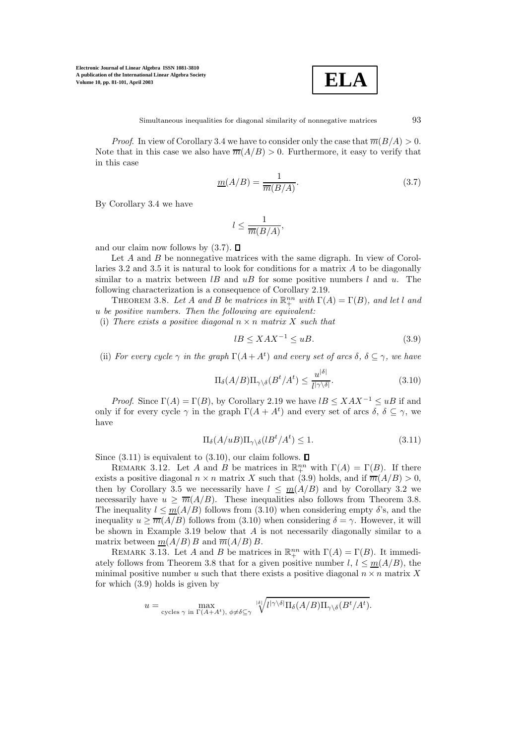*Proof*. In view of Corollary 3.4 we have to consider only the case that $\overline{m}(B/A) > 0$. Note that in this case we also have $\overline{m}(A/B) > 0$. Furthermore, it easy to verify that in this case

$$\underline{m}(A/B) = \frac{1}{\overline{m}(B/A)}. \tag{3.7}$$

By Corollary 3.4 we have

$$l \leq \frac{1}{\overline{m}(B/A)},$$

and our claim now follows by (3.7). ∎

Let $A$ and $B$ be nonnegative matrices with the same digraph. In view of Corollaries 3.2 and 3.5 it is natural to look for conditions for a matrix $A$ to be diagonally similar to a matrix between $lB$ and $uB$ for some positive numbers $l$ and $u$. The following characterization is a consequence of Corollary 2.19.

Theorem 3.8. *Let $A$ and $B$ be matrices in $\mathbb{R}_+^{nn}$ with $\Gamma(A) = \Gamma(B)$, and let $l$ and $u$ be positive numbers. Then the following are equivalent:*

(i) *There exists a positive diagonal $n \times n$ matrix $X$ such that*

$$lB \leq XAX^{-1} \leq uB. \tag{3.9}$$

(ii) *For every cycle $\gamma$ in the graph $\Gamma(A + A^t)$ and every set of arcs $\delta$, $\delta \subseteq \gamma$, we have*

$$\Pi_\delta(A/B)\Pi_{\gamma\setminus\delta}(B^t/A^t) \leq \frac{u^{|\delta|}}{l^{|\gamma\setminus\delta|}}. \tag{3.10}$$

*Proof*. Since $\Gamma(A) = \Gamma(B)$, by Corollary 2.19 we have $lB \leq XAX^{-1} \leq uB$ if and only if for every cycle $\gamma$ in the graph $\Gamma(A + A^t)$ and every set of arcs $\delta$, $\delta \subseteq \gamma$, we have

$$\Pi_\delta(A/uB)\Pi_{\gamma\setminus\delta}(lB^t/A^t) \leq 1. \tag{3.11}$$

Since (3.11) is equivalent to (3.10), our claim follows. ∎

Remark 3.12. Let $A$ and $B$ be matrices in $\mathbb{R}_+^{nn}$ with $\Gamma(A) = \Gamma(B)$. If there exists a positive diagonal $n \times n$ matrix $X$ such that (3.9) holds, and if $\overline{m}(A/B) > 0$, then by Corollary 3.5 we necessarily have $l \leq \underline{m}(A/B)$ and by Corollary 3.2 we necessarily have $u \geq \overline{m}(A/B)$. These inequalities also follows from Theorem 3.8. The inequality $l \leq \underline{m}(A/B)$ follows from (3.10) when considering empty $\delta$'s, and the inequality $u \geq \overline{m}(A/B)$ follows from (3.10) when considering $\delta = \gamma$. However, it will be shown in Example 3.19 below that $A$ is not necessarily diagonally similar to a matrix between $\underline{m}(A/B)\, B$ and $\overline{m}(A/B)\, B$.

Remark 3.13. Let $A$ and $B$ be matrices in $\mathbb{R}_+^{nn}$ with $\Gamma(A) = \Gamma(B)$. It immediately follows from Theorem 3.8 that for a given positive number $l$, $l \leq \underline{m}(A/B)$, the minimal positive number $u$ such that there exists a positive diagonal $n \times n$ matrix $X$ for which (3.9) holds is given by

$$u = \max_{\text{cycles } \gamma \text{ in } \Gamma(A+A^t),\ \phi \neq \delta \subseteq \gamma} \sqrt[|\delta|]{l^{|\gamma\setminus\delta|}\Pi_\delta(A/B)\Pi_{\gamma\setminus\delta}(B^t/A^t)}.$$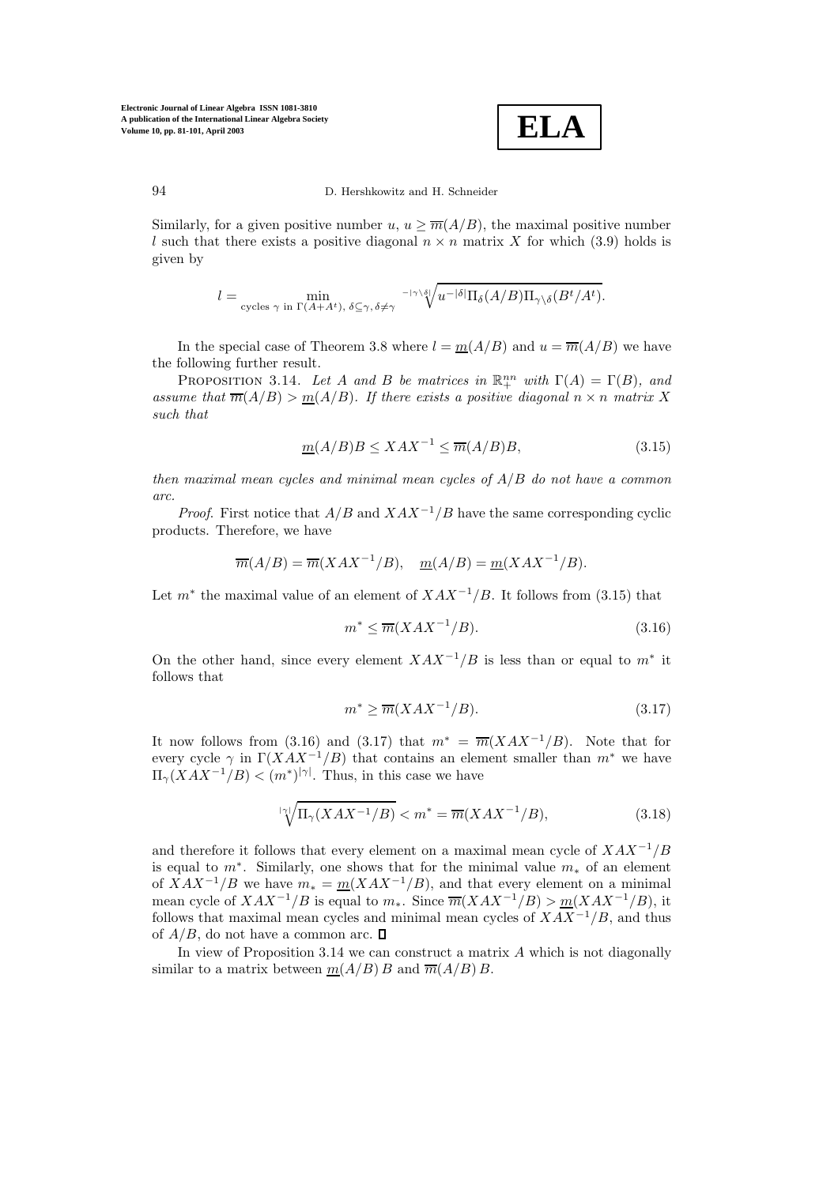Similarly, for a given positive number $u$, $u \geq \overline{m}(A/B)$, the maximal positive number $l$ such that there exists a positive diagonal $n \times n$ matrix $X$ for which (3.9) holds is given by

$$l = \min_{\text{cycles } \gamma \text{ in } \Gamma(A+A^t),\ \delta \subseteq \gamma,\ \delta \neq \gamma} \sqrt[-|\gamma \setminus \delta|]{u^{-|\delta|} \Pi_\delta(A/B) \Pi_{\gamma\setminus\delta}(B^t/A^t)}.$$

In the special case of Theorem 3.8 where $l = \underline{m}(A/B)$ and $u = \overline{m}(A/B)$ we have the following further result.

Proposition 3.14. *Let $A$ and $B$ be matrices in $\mathbb{R}_+^{nn}$ with $\Gamma(A) = \Gamma(B)$, and assume that $\overline{m}(A/B) > \underline{m}(A/B)$. If there exists a positive diagonal $n \times n$ matrix $X$ such that*

$$\underline{m}(A/B)B \leq XAX^{-1} \leq \overline{m}(A/B)B, \tag{3.15}$$

*then maximal mean cycles and minimal mean cycles of $A/B$ do not have a common arc.*

*Proof.* First notice that $A/B$ and $XAX^{-1}/B$ have the same corresponding cyclic products. Therefore, we have

$$\overline{m}(A/B) = \overline{m}(XAX^{-1}/B), \quad \underline{m}(A/B) = \underline{m}(XAX^{-1}/B).$$

Let $m^*$ the maximal value of an element of $XAX^{-1}/B$. It follows from (3.15) that

$$m^* \leq \overline{m}(XAX^{-1}/B). \tag{3.16}$$

On the other hand, since every element $XAX^{-1}/B$ is less than or equal to $m^*$ it follows that

$$m^* \geq \overline{m}(XAX^{-1}/B). \tag{3.17}$$

It now follows from (3.16) and (3.17) that $m^* = \overline{m}(XAX^{-1}/B)$. Note that for every cycle $\gamma$ in $\Gamma(XAX^{-1}/B)$ that contains an element smaller than $m^*$ we have $\Pi_\gamma(XAX^{-1}/B) < (m^*)^{|\gamma|}$. Thus, in this case we have

$$\sqrt[|\gamma|]{\Pi_\gamma(XAX^{-1}/B)} < m^* = \overline{m}(XAX^{-1}/B), \tag{3.18}$$

and therefore it follows that every element on a maximal mean cycle of $XAX^{-1}/B$ is equal to $m^*$. Similarly, one shows that for the minimal value $m_*$ of an element of $XAX^{-1}/B$ we have $m_* = \underline{m}(XAX^{-1}/B)$, and that every element on a minimal mean cycle of $XAX^{-1}/B$ is equal to $m_*$. Since $\overline{m}(XAX^{-1}/B) > \underline{m}(XAX^{-1}/B)$, it follows that maximal mean cycles and minimal mean cycles of $XAX^{-1}/B$, and thus of $A/B$, do not have a common arc. $\square$

In view of Proposition 3.14 we can construct a matrix $A$ which is not diagonally similar to a matrix between $\underline{m}(A/B)\,B$ and $\overline{m}(A/B)\,B$.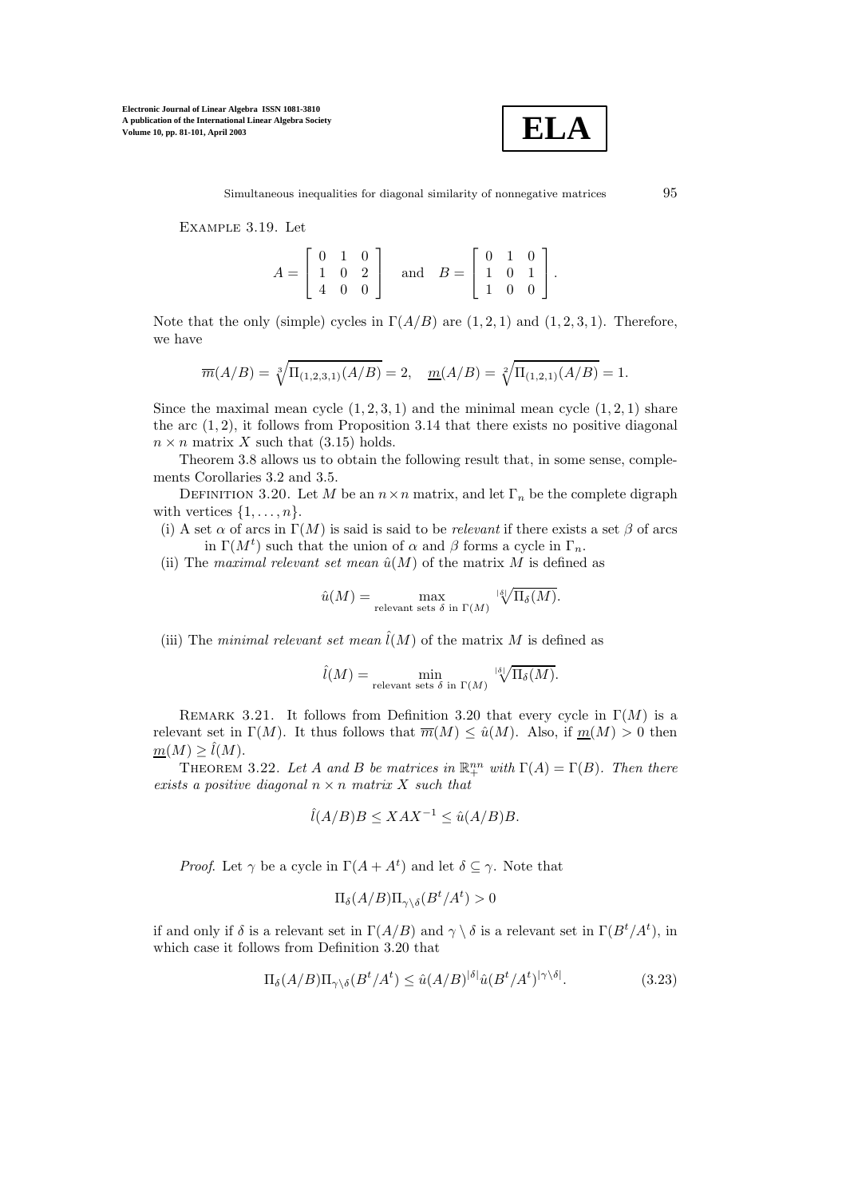Example 3.19. Let

$$A = \begin{bmatrix} 0 & 1 & 0 \\ 1 & 0 & 2 \\ 4 & 0 & 0 \end{bmatrix} \quad \text{and} \quad B = \begin{bmatrix} 0 & 1 & 0 \\ 1 & 0 & 1 \\ 1 & 0 & 0 \end{bmatrix}.$$

Note that the only (simple) cycles in $\Gamma(A/B)$ are $(1, 2, 1)$ and $(1, 2, 3, 1)$. Therefore, we have

$$\overline{m}(A/B) = \sqrt[3]{\Pi_{(1,2,3,1)}(A/B)} = 2, \quad \underline{m}(A/B) = \sqrt[2]{\Pi_{(1,2,1)}(A/B)} = 1.$$

Since the maximal mean cycle $(1, 2, 3, 1)$ and the minimal mean cycle $(1, 2, 1)$ share the arc $(1, 2)$, it follows from Proposition 3.14 that there exists no positive diagonal $n \times n$ matrix $X$ such that (3.15) holds.

Theorem 3.8 allows us to obtain the following result that, in some sense, complements Corollaries 3.2 and 3.5.

Definition 3.20. Let $M$ be an $n \times n$ matrix, and let $\Gamma_n$ be the complete digraph with vertices $\{1, \ldots, n\}$.

(i) A set $\alpha$ of arcs in $\Gamma(M)$ is said is said to be *relevant* if there exists a set $\beta$ of arcs in $\Gamma(M^t)$ such that the union of $\alpha$ and $\beta$ forms a cycle in $\Gamma_n$.

(ii) The *maximal relevant set mean* $\hat{u}(M)$ of the matrix $M$ is defined as

$$\hat{u}(M) = \max_{\text{relevant sets } \delta \text{ in } \Gamma(M)} \sqrt[|\delta|]{\Pi_\delta(M)}.$$

(iii) The *minimal relevant set mean* $\hat{l}(M)$ of the matrix $M$ is defined as

$$\hat{l}(M) = \min_{\text{relevant sets } \delta \text{ in } \Gamma(M)} \sqrt[|\delta|]{\Pi_\delta(M)}.$$

Remark 3.21. It follows from Definition 3.20 that every cycle in $\Gamma(M)$ is a relevant set in $\Gamma(M)$. It thus follows that $\overline{m}(M) \leq \hat{u}(M)$. Also, if $\underline{m}(M) > 0$ then $\underline{m}(M) \geq \hat{l}(M)$.

Theorem 3.22. *Let $A$ and $B$ be matrices in $\mathbb{R}_+^{nn}$ with $\Gamma(A) = \Gamma(B)$. Then there exists a positive diagonal $n \times n$ matrix $X$ such that*

$$\hat{l}(A/B)B \leq XAX^{-1} \leq \hat{u}(A/B)B.$$

*Proof.* Let $\gamma$ be a cycle in $\Gamma(A + A^t)$ and let $\delta \subseteq \gamma$. Note that

$$\Pi_\delta(A/B)\Pi_{\gamma \setminus \delta}(B^t/A^t) > 0$$

if and only if $\delta$ is a relevant set in $\Gamma(A/B)$ and $\gamma \setminus \delta$ is a relevant set in $\Gamma(B^t/A^t)$, in which case it follows from Definition 3.20 that

$$\Pi_\delta(A/B)\Pi_{\gamma \setminus \delta}(B^t/A^t) \leq \hat{u}(A/B)^{|\delta|}\hat{u}(B^t/A^t)^{|\gamma \setminus \delta|}. \tag{3.23}$$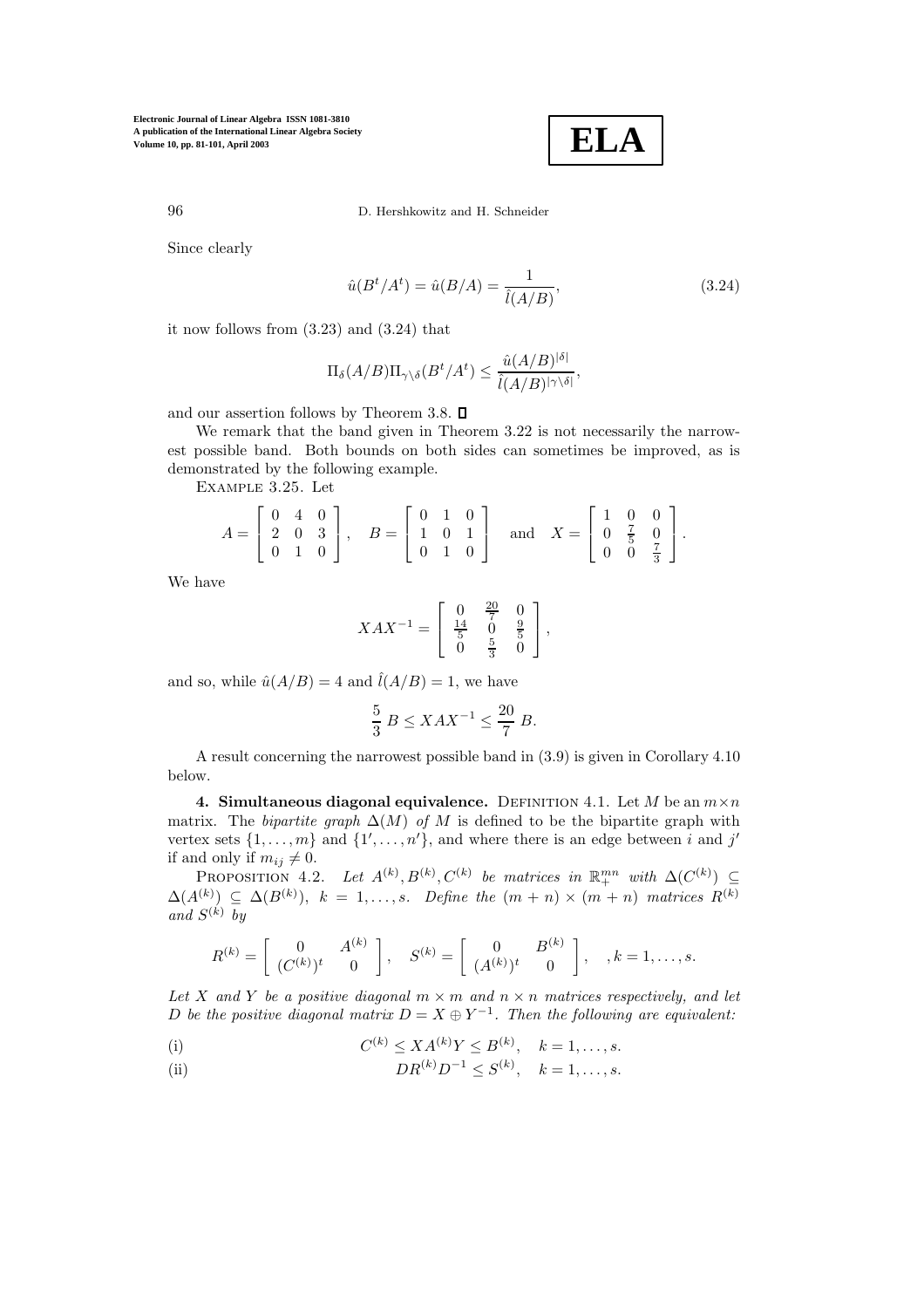Since clearly

$$\hat{u}(B^t/A^t) = \hat{u}(B/A) = \frac{1}{\hat{l}(A/B)}, \tag{3.24}$$

it now follows from (3.23) and (3.24) that

$$\Pi_\delta(A/B)\Pi_{\gamma\setminus\delta}(B^t/A^t) \le \frac{\hat{u}(A/B)^{|\delta|}}{\hat{l}(A/B)^{|\gamma\setminus\delta|}},$$

and our assertion follows by Theorem 3.8. ∎

We remark that the band given in Theorem 3.22 is not necessarily the narrowest possible band. Both bounds on both sides can sometimes be improved, as is demonstrated by the following example.

Example 3.25. Let

$$A = \begin{bmatrix} 0 & 4 & 0 \\ 2 & 0 & 3 \\ 0 & 1 & 0 \end{bmatrix}, \quad B = \begin{bmatrix} 0 & 1 & 0 \\ 1 & 0 & 1 \\ 0 & 1 & 0 \end{bmatrix} \quad \text{and} \quad X = \begin{bmatrix} 1 & 0 & 0 \\ 0 & \frac{7}{5} & 0 \\ 0 & 0 & \frac{7}{3} \end{bmatrix}.$$

We have

$$XAX^{-1} = \begin{bmatrix} 0 & \frac{20}{7} & 0 \\ \frac{14}{5} & 0 & \frac{9}{5} \\ 0 & \frac{5}{3} & 0 \end{bmatrix},$$

and so, while $\hat{u}(A/B) = 4$ and $\hat{l}(A/B) = 1$, we have

$$\frac{5}{3}\, B \le XAX^{-1} \le \frac{20}{7}\, B.$$

A result concerning the narrowest possible band in (3.9) is given in Corollary 4.10 below.

## 4. Simultaneous diagonal equivalence.

Definition 4.1. Let $M$ be an $m \times n$ matrix. The *bipartite graph* $\Delta(M)$ *of* $M$ is defined to be the bipartite graph with vertex sets $\{1, \ldots, m\}$ and $\{1', \ldots, n'\}$, and where there is an edge between $i$ and $j'$ if and only if $m_{ij} \neq 0$.

Proposition 4.2. *Let $A^{(k)}, B^{(k)}, C^{(k)}$ be matrices in $\mathbb{R}_+^{mn}$ with $\Delta(C^{(k)}) \subseteq \Delta(A^{(k)}) \subseteq \Delta(B^{(k)})$, $k = 1, \ldots, s$. Define the $(m+n) \times (m+n)$ matrices $R^{(k)}$ and $S^{(k)}$ by*

$$R^{(k)} = \begin{bmatrix} 0 & A^{(k)} \\ (C^{(k)})^t & 0 \end{bmatrix}, \quad S^{(k)} = \begin{bmatrix} 0 & B^{(k)} \\ (A^{(k)})^t & 0 \end{bmatrix}, \quad , k = 1, \ldots, s.$$

*Let $X$ and $Y$ be a positive diagonal $m \times m$ and $n \times n$ matrices respectively, and let $D$ be the positive diagonal matrix $D = X \oplus Y^{-1}$. Then the following are equivalent:*

(i) $$C^{(k)} \le XA^{(k)}Y \le B^{(k)}, \quad k = 1, \ldots, s.$$

(ii) $$DR^{(k)}D^{-1} \le S^{(k)}, \quad k = 1, \ldots, s.$$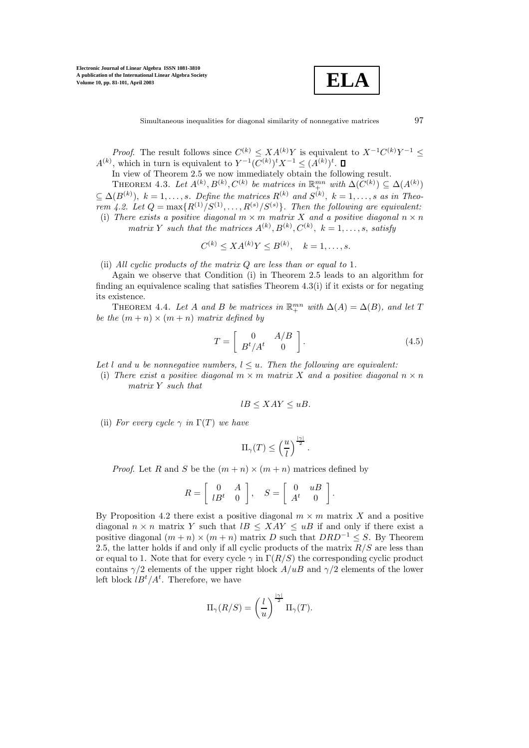*Proof.* The result follows since $C^{(k)} \leq XA^{(k)}Y$ is equivalent to $X^{-1}C^{(k)}Y^{-1} \leq A^{(k)}$, which in turn is equivalent to $Y^{-1}(C^{(k)})^t X^{-1} \leq (A^{(k)})^t$. ∎

In view of Theorem 2.5 we now immediately obtain the following result.

THEOREM 4.3. *Let $A^{(k)}, B^{(k)}, C^{(k)}$ be matrices in $\mathbb{R}_+^{mn}$ with $\Delta(C^{(k)}) \subseteq \Delta(A^{(k)}) \subseteq \Delta(B^{(k)})$, $k = 1, \ldots, s$. Define the matrices $R^{(k)}$ and $S^{(k)}$, $k = 1, \ldots, s$ as in Theorem 4.2. Let $Q = \max\{R^{(1)}/S^{(1)}, \ldots, R^{(s)}/S^{(s)}\}$. Then the following are equivalent:*

(i) *There exists a positive diagonal $m \times m$ matrix $X$ and a positive diagonal $n \times n$ matrix $Y$ such that the matrices $A^{(k)}, B^{(k)}, C^{(k)}$, $k = 1, \ldots, s$, satisfy*

$$C^{(k)} \leq XA^{(k)}Y \leq B^{(k)}, \quad k = 1, \ldots, s.$$

(ii) *All cyclic products of the matrix $Q$ are less than or equal to 1.*

Again we observe that Condition (i) in Theorem 2.5 leads to an algorithm for finding an equivalence scaling that satisfies Theorem 4.3(i) if it exists or for negating its existence.

THEOREM 4.4. *Let $A$ and $B$ be matrices in $\mathbb{R}_+^{mn}$ with $\Delta(A) = \Delta(B)$, and let $T$ be the $(m+n) \times (m+n)$ matrix defined by*

$$T = \begin{bmatrix} 0 & A/B \\ B^t/A^t & 0 \end{bmatrix}. \tag{4.5}$$

*Let $l$ and $u$ be nonnegative numbers, $l \leq u$. Then the following are equivalent:*

(i) *There exist a positive diagonal $m \times m$ matrix $X$ and a positive diagonal $n \times n$ matrix $Y$ such that*

$$lB \leq XAY \leq uB.$$

(ii) *For every cycle $\gamma$ in $\Gamma(T)$ we have*

$$\Pi_\gamma(T) \leq \left(\frac{u}{l}\right)^{\frac{|\gamma|}{2}}.$$

*Proof.* Let $R$ and $S$ be the $(m+n) \times (m+n)$ matrices defined by

$$R = \begin{bmatrix} 0 & A \\ lB^t & 0 \end{bmatrix}, \quad S = \begin{bmatrix} 0 & uB \\ A^t & 0 \end{bmatrix}.$$

By Proposition 4.2 there exist a positive diagonal $m \times m$ matrix $X$ and a positive diagonal $n \times n$ matrix $Y$ such that $lB \leq XAY \leq uB$ if and only if there exist a positive diagonal $(m+n) \times (m+n)$ matrix $D$ such that $DRD^{-1} \leq S$. By Theorem 2.5, the latter holds if and only if all cyclic products of the matrix $R/S$ are less than or equal to 1. Note that for every cycle $\gamma$ in $\Gamma(R/S)$ the corresponding cyclic product contains $\gamma/2$ elements of the upper right block $A/uB$ and $\gamma/2$ elements of the lower left block $lB^t/A^t$. Therefore, we have

$$\Pi_\gamma(R/S) = \left(\frac{l}{u}\right)^{\frac{|\gamma|}{2}} \Pi_\gamma(T).$$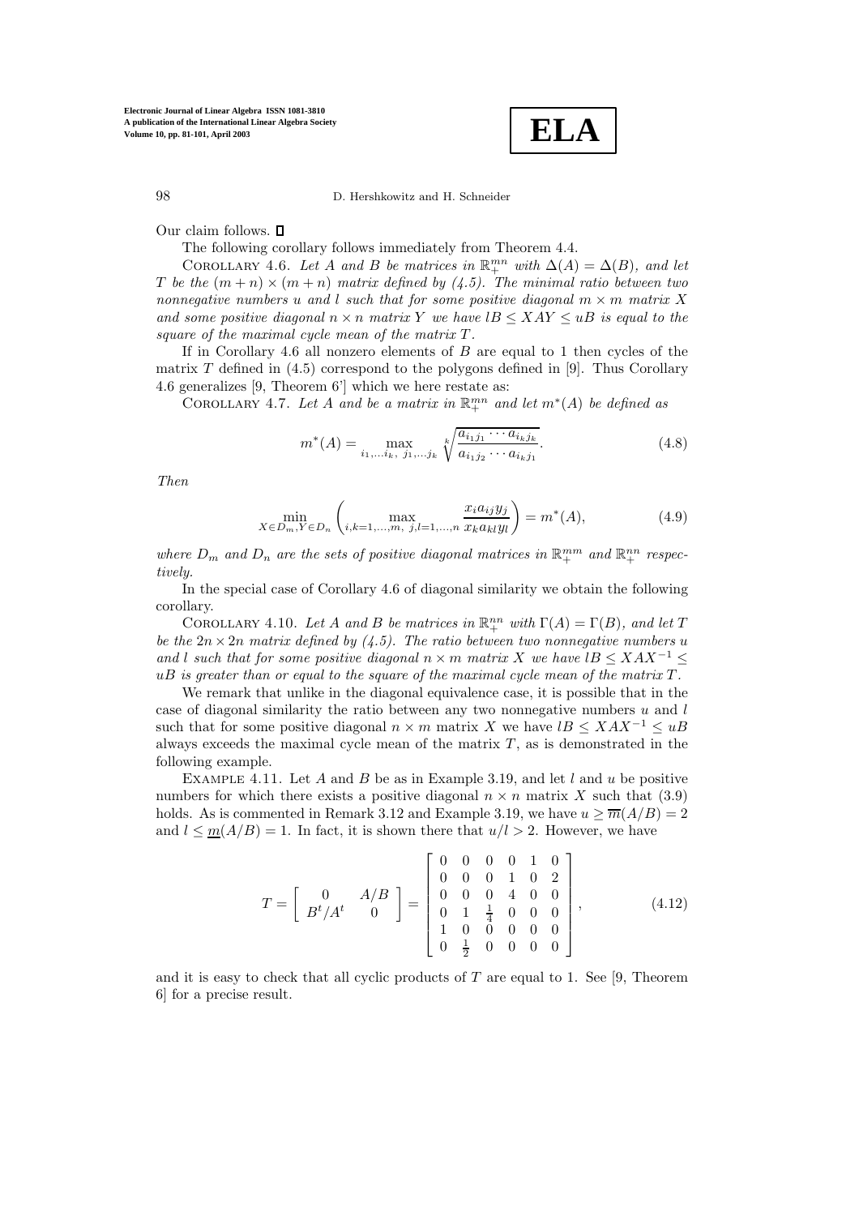Our claim follows. □

The following corollary follows immediately from Theorem 4.4.

COROLLARY 4.6. *Let $A$ and $B$ be matrices in $\mathbb{R}_+^{mn}$ with $\Delta(A) = \Delta(B)$, and let $T$ be the $(m+n) \times (m+n)$ matrix defined by (4.5). The minimal ratio between two nonnegative numbers $u$ and $l$ such that for some positive diagonal $m \times m$ matrix $X$ and some positive diagonal $n \times n$ matrix $Y$ we have $lB \leq XAY \leq uB$ is equal to the square of the maximal cycle mean of the matrix $T$.*

If in Corollary 4.6 all nonzero elements of $B$ are equal to 1 then cycles of the matrix $T$ defined in (4.5) correspond to the polygons defined in [9]. Thus Corollary 4.6 generalizes [9, Theorem 6'] which we here restate as:

COROLLARY 4.7. *Let $A$ and be a matrix in $\mathbb{R}_+^{mn}$ and let $m^*(A)$ be defined as*

$$m^*(A) = \max_{i_1,\ldots i_k,\ j_1,\ldots j_k} \sqrt[k]{\frac{a_{i_1 j_1} \cdots a_{i_k j_k}}{a_{i_1 j_2} \cdots a_{i_k j_1}}}. \tag{4.8}$$

*Then*

$$\min_{X \in D_m, Y \in D_n} \left( \max_{i,k=1,\ldots,m,\ j,l=1,\ldots,n} \frac{x_i a_{ij} y_j}{x_k a_{kl} y_l} \right) = m^*(A), \tag{4.9}$$

*where $D_m$ and $D_n$ are the sets of positive diagonal matrices in $\mathbb{R}_+^{mm}$ and $\mathbb{R}_+^{nn}$ respectively.*

In the special case of Corollary 4.6 of diagonal similarity we obtain the following corollary.

COROLLARY 4.10. *Let $A$ and $B$ be matrices in $\mathbb{R}_+^{nn}$ with $\Gamma(A) = \Gamma(B)$, and let $T$ be the $2n \times 2n$ matrix defined by (4.5). The ratio between two nonnegative numbers $u$ and $l$ such that for some positive diagonal $n \times m$ matrix $X$ we have $lB \leq XAX^{-1} \leq uB$ is greater than or equal to the square of the maximal cycle mean of the matrix $T$.*

We remark that unlike in the diagonal equivalence case, it is possible that in the case of diagonal similarity the ratio between any two nonnegative numbers $u$ and $l$ such that for some positive diagonal $n \times m$ matrix $X$ we have $lB \leq XAX^{-1} \leq uB$ always exceeds the maximal cycle mean of the matrix $T$, as is demonstrated in the following example.

EXAMPLE 4.11. Let $A$ and $B$ be as in Example 3.19, and let $l$ and $u$ be positive numbers for which there exists a positive diagonal $n \times n$ matrix $X$ such that (3.9) holds. As is commented in Remark 3.12 and Example 3.19, we have $u \geq \overline{m}(A/B) = 2$ and $l \leq \underline{m}(A/B) = 1$. In fact, it is shown there that $u/l > 2$. However, we have

$$T = \begin{bmatrix} 0 & A/B \\ B^t/A^t & 0 \end{bmatrix} = \begin{bmatrix} 0 & 0 & 0 & 0 & 1 & 0 \\ 0 & 0 & 0 & 1 & 0 & 2 \\ 0 & 0 & 0 & 4 & 0 & 0 \\ 0 & 1 & \frac{1}{4} & 0 & 0 & 0 \\ 1 & 0 & 0 & 0 & 0 & 0 \\ 0 & \frac{1}{2} & 0 & 0 & 0 & 0 \end{bmatrix}, \tag{4.12}$$

and it is easy to check that all cyclic products of $T$ are equal to 1. See [9, Theorem 6] for a precise result.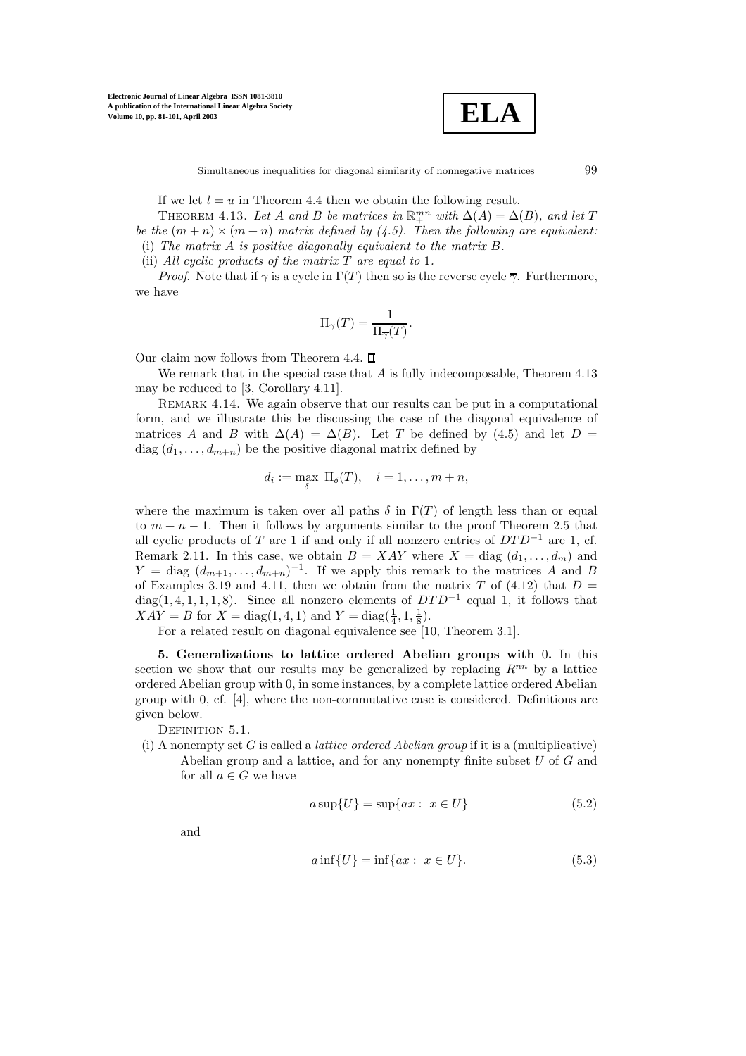If we let $l = u$ in Theorem 4.4 then we obtain the following result.

THEOREM 4.13. *Let $A$ and $B$ be matrices in $\mathbb{R}_+^{mn}$ with $\Delta(A) = \Delta(B)$, and let $T$ be the $(m+n) \times (m+n)$ matrix defined by (4.5). Then the following are equivalent:*

(i) *The matrix $A$ is positive diagonally equivalent to the matrix $B$.*

(ii) *All cyclic products of the matrix $T$ are equal to 1.*

*Proof*. Note that if $\gamma$ is a cycle in $\Gamma(T)$ then so is the reverse cycle $\overline{\gamma}$. Furthermore, we have

$$\Pi_\gamma(T) = \frac{1}{\Pi_{\overline{\gamma}}(T)}.$$

Our claim now follows from Theorem 4.4. ∎

We remark that in the special case that $A$ is fully indecomposable, Theorem 4.13 may be reduced to [3, Corollary 4.11].

REMARK 4.14. We again observe that our results can be put in a computational form, and we illustrate this be discussing the case of the diagonal equivalence of matrices $A$ and $B$ with $\Delta(A) = \Delta(B)$. Let $T$ be defined by (4.5) and let $D = \text{diag}\,(d_1, \ldots, d_{m+n})$ be the positive diagonal matrix defined by

$$d_i := \max_{\delta}\ \Pi_\delta(T), \quad i = 1, \ldots, m+n,$$

where the maximum is taken over all paths $\delta$ in $\Gamma(T)$ of length less than or equal to $m + n - 1$. Then it follows by arguments similar to the proof Theorem 2.5 that all cyclic products of $T$ are 1 if and only if all nonzero entries of $DTD^{-1}$ are 1, cf. Remark 2.11. In this case, we obtain $B = XAY$ where $X = \text{diag}\,(d_1, \ldots, d_m)$ and $Y = \text{diag}\,(d_{m+1}, \ldots, d_{m+n})^{-1}$. If we apply this remark to the matrices $A$ and $B$ of Examples 3.19 and 4.11, then we obtain from the matrix $T$ of (4.12) that $D = \text{diag}(1, 4, 1, 1, 1, 8)$. Since all nonzero elements of $DTD^{-1}$ equal 1, it follows that $XAY = B$ for $X = \text{diag}(1, 4, 1)$ and $Y = \text{diag}(\frac{1}{4}, 1, \frac{1}{8})$.

For a related result on diagonal equivalence see [10, Theorem 3.1].

**5. Generalizations to lattice ordered Abelian groups with 0.** In this section we show that our results may be generalized by replacing $R^{nn}$ by a lattice ordered Abelian group with 0, in some instances, by a complete lattice ordered Abelian group with 0, cf. [4], where the non-commutative case is considered. Definitions are given below.

DEFINITION 5.1.

(i) A nonempty set $G$ is called a *lattice ordered Abelian group* if it is a (multiplicative) Abelian group and a lattice, and for any nonempty finite subset $U$ of $G$ and for all $a \in G$ we have

$$a \sup\{U\} = \sup\{ax : \ x \in U\} \tag{5.2}$$

and

$$a \inf\{U\} = \inf\{ax : \ x \in U\}. \tag{5.3}$$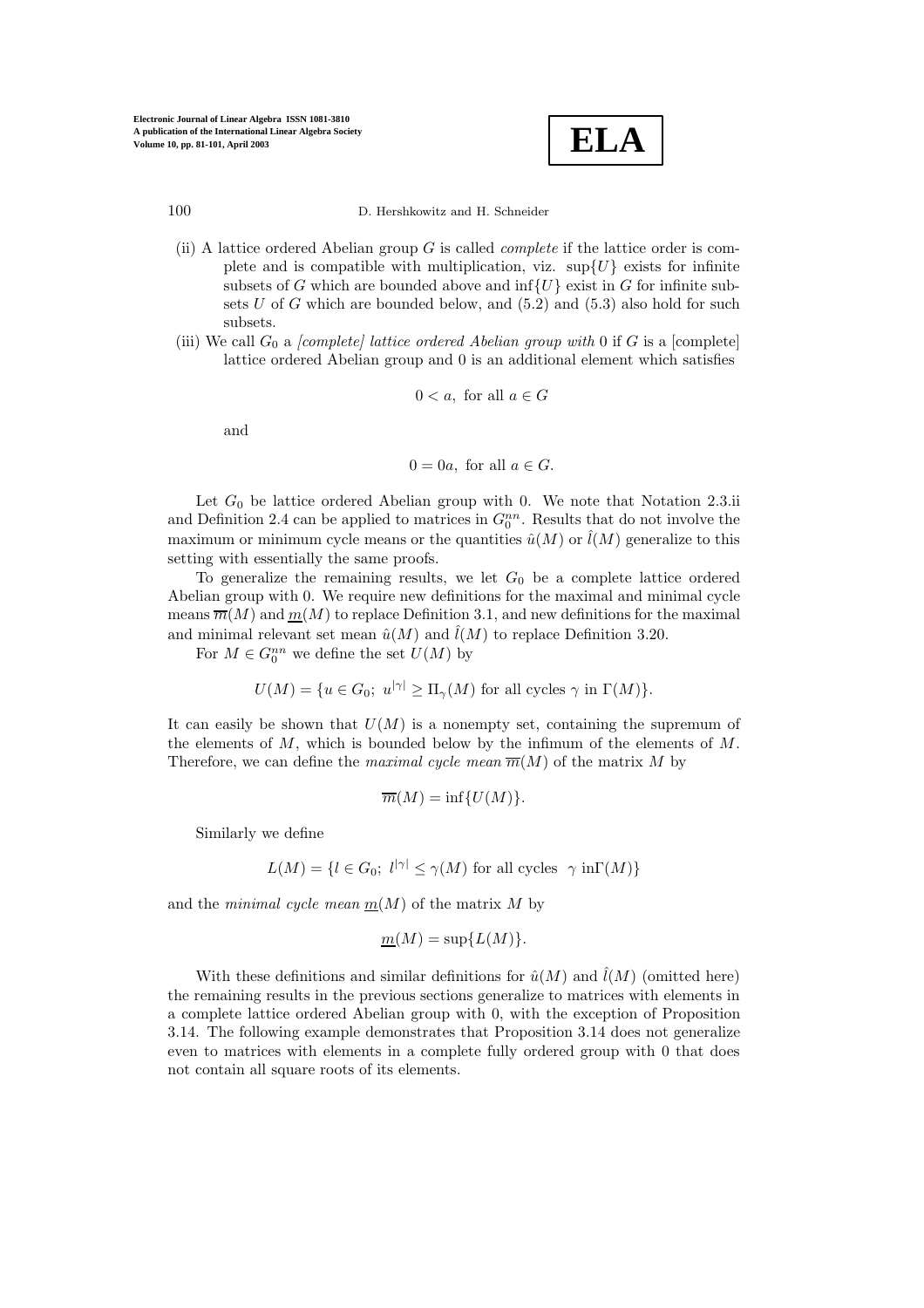(ii) A lattice ordered Abelian group $G$ is called *complete* if the lattice order is complete and is compatible with multiplication, viz. $\sup\{U\}$ exists for infinite subsets of $G$ which are bounded above and $\inf\{U\}$ exist in $G$ for infinite subsets $U$ of $G$ which are bounded below, and (5.2) and (5.3) also hold for such subsets.

(iii) We call $G_0$ a *[complete] lattice ordered Abelian group with* 0 if $G$ is a [complete] lattice ordered Abelian group and 0 is an additional element which satisfies

$$0 < a, \text{ for all } a \in G$$

and

$$0 = 0a, \text{ for all } a \in G.$$

Let $G_0$ be lattice ordered Abelian group with 0. We note that Notation 2.3.ii and Definition 2.4 can be applied to matrices in $G_0^{nn}$. Results that do not involve the maximum or minimum cycle means or the quantities $\hat{u}(M)$ or $\hat{l}(M)$ generalize to this setting with essentially the same proofs.

To generalize the remaining results, we let $G_0$ be a complete lattice ordered Abelian group with 0. We require new definitions for the maximal and minimal cycle means $\overline{m}(M)$ and $\underline{m}(M)$ to replace Definition 3.1, and new definitions for the maximal and minimal relevant set mean $\hat{u}(M)$ and $\hat{l}(M)$ to replace Definition 3.20.

For $M \in G_0^{nn}$ we define the set $U(M)$ by

$$U(M) = \{u \in G_0;\ u^{|\gamma|} \geq \Pi_\gamma(M) \text{ for all cycles } \gamma \text{ in } \Gamma(M)\}.$$

It can easily be shown that $U(M)$ is a nonempty set, containing the supremum of the elements of $M$, which is bounded below by the infimum of the elements of $M$. Therefore, we can define the *maximal cycle mean* $\overline{m}(M)$ of the matrix $M$ by

$$\overline{m}(M) = \inf\{U(M)\}.$$

Similarly we define

$$L(M) = \{l \in G_0;\ l^{|\gamma|} \leq \gamma(M) \text{ for all cycles } \ \gamma \text{ in} \Gamma(M)\}$$

and the *minimal cycle mean* $\underline{m}(M)$ of the matrix $M$ by

$$\underline{m}(M) = \sup\{L(M)\}.$$

With these definitions and similar definitions for $\hat{u}(M)$ and $\hat{l}(M)$ (omitted here) the remaining results in the previous sections generalize to matrices with elements in a complete lattice ordered Abelian group with 0, with the exception of Proposition 3.14. The following example demonstrates that Proposition 3.14 does not generalize even to matrices with elements in a complete fully ordered group with 0 that does not contain all square roots of its elements.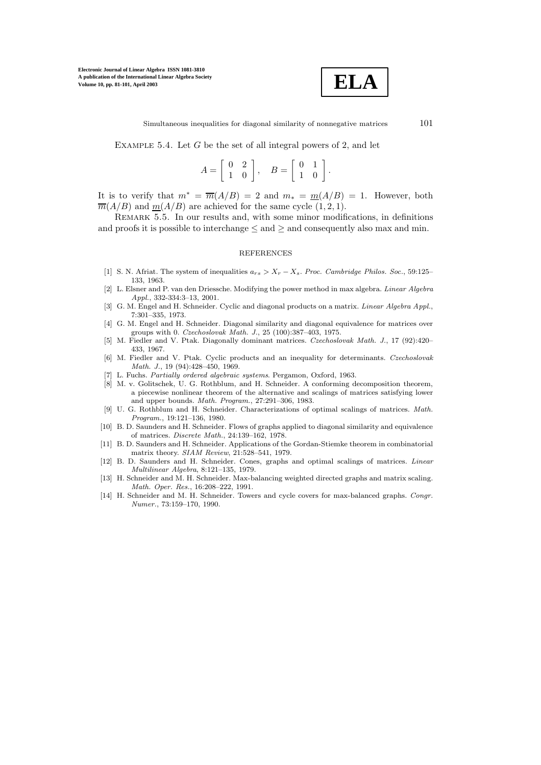Example 5.4. Let $G$ be the set of all integral powers of 2, and let

$$A = \begin{bmatrix} 0 & 2 \\ 1 & 0 \end{bmatrix}, \quad B = \begin{bmatrix} 0 & 1 \\ 1 & 0 \end{bmatrix}.$$

It is to verify that $m^* = \overline{m}(A/B) = 2$ and $m_* = \underline{m}(A/B) = 1$. However, both $\overline{m}(A/B)$ and $\underline{m}(A/B)$ are achieved for the same cycle $(1, 2, 1)$.

Remark 5.5. In our results and, with some minor modifications, in definitions and proofs it is possible to interchange $\leq$ and $\geq$ and consequently also max and min.

## REFERENCES

[1] S. N. Afriat. The system of inequalities $a_{rs} > X_r - X_s$. *Proc. Cambridge Philos. Soc.*, 59:125–133, 1963.

[2] L. Elsner and P. van den Driessche. Modifying the power method in max algebra. *Linear Algebra Appl.*, 332-334:3–13, 2001.

[3] G. M. Engel and H. Schneider. Cyclic and diagonal products on a matrix. *Linear Algebra Appl.*, 7:301–335, 1973.

[4] G. M. Engel and H. Schneider. Diagonal similarity and diagonal equivalence for matrices over groups with 0. *Czechoslovak Math. J.*, 25 (100):387–403, 1975.

[5] M. Fiedler and V. Ptak. Diagonally dominant matrices. *Czechoslovak Math. J.*, 17 (92):420–433, 1967.

[6] M. Fiedler and V. Ptak. Cyclic products and an inequality for determinants. *Czechoslovak Math. J.*, 19 (94):428–450, 1969.

[7] L. Fuchs. *Partially ordered algebraic systems*. Pergamon, Oxford, 1963.

[8] M. v. Golitschek, U. G. Rothblum, and H. Schneider. A conforming decomposition theorem, a piecewise nonlinear theorem of the alternative and scalings of matrices satisfying lower and upper bounds. *Math. Program.*, 27:291–306, 1983.

[9] U. G. Rothblum and H. Schneider. Characterizations of optimal scalings of matrices. *Math. Program.*, 19:121–136, 1980.

[10] B. D. Saunders and H. Schneider. Flows of graphs applied to diagonal similarity and equivalence of matrices. *Discrete Math.*, 24:139–162, 1978.

[11] B. D. Saunders and H. Schneider. Applications of the Gordan-Stiemke theorem in combinatorial matrix theory. *SIAM Review*, 21:528–541, 1979.

[12] B. D. Saunders and H. Schneider. Cones, graphs and optimal scalings of matrices. *Linear Multilinear Algebra*, 8:121–135, 1979.

[13] H. Schneider and M. H. Schneider. Max-balancing weighted directed graphs and matrix scaling. *Math. Oper. Res.*, 16:208–222, 1991.

[14] H. Schneider and M. H. Schneider. Towers and cycle covers for max-balanced graphs. *Congr. Numer.*, 73:159–170, 1990.